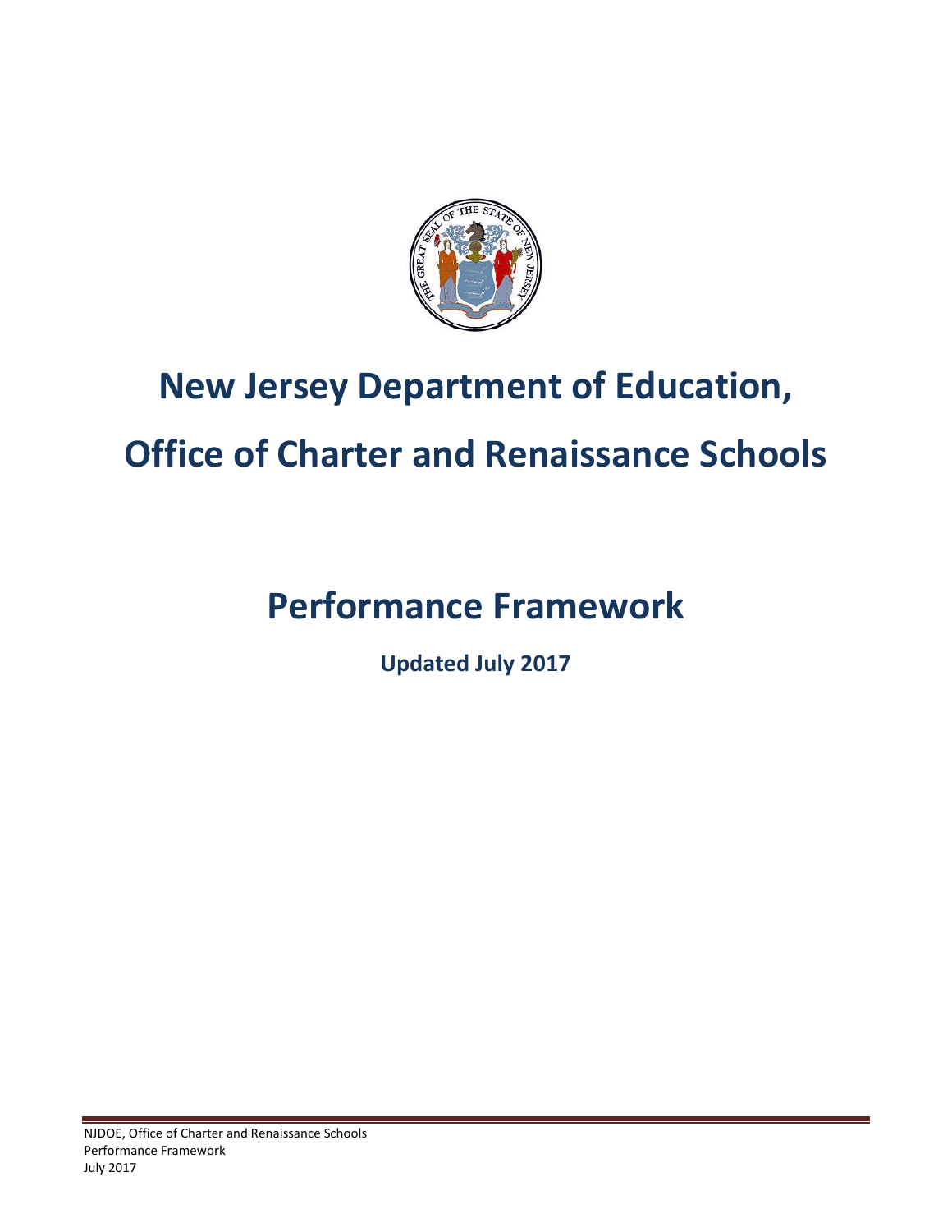# New Jersey Department of Education,

# Office of Charter and Renaissance Schools

# Performance Framework

**Updated July 2017**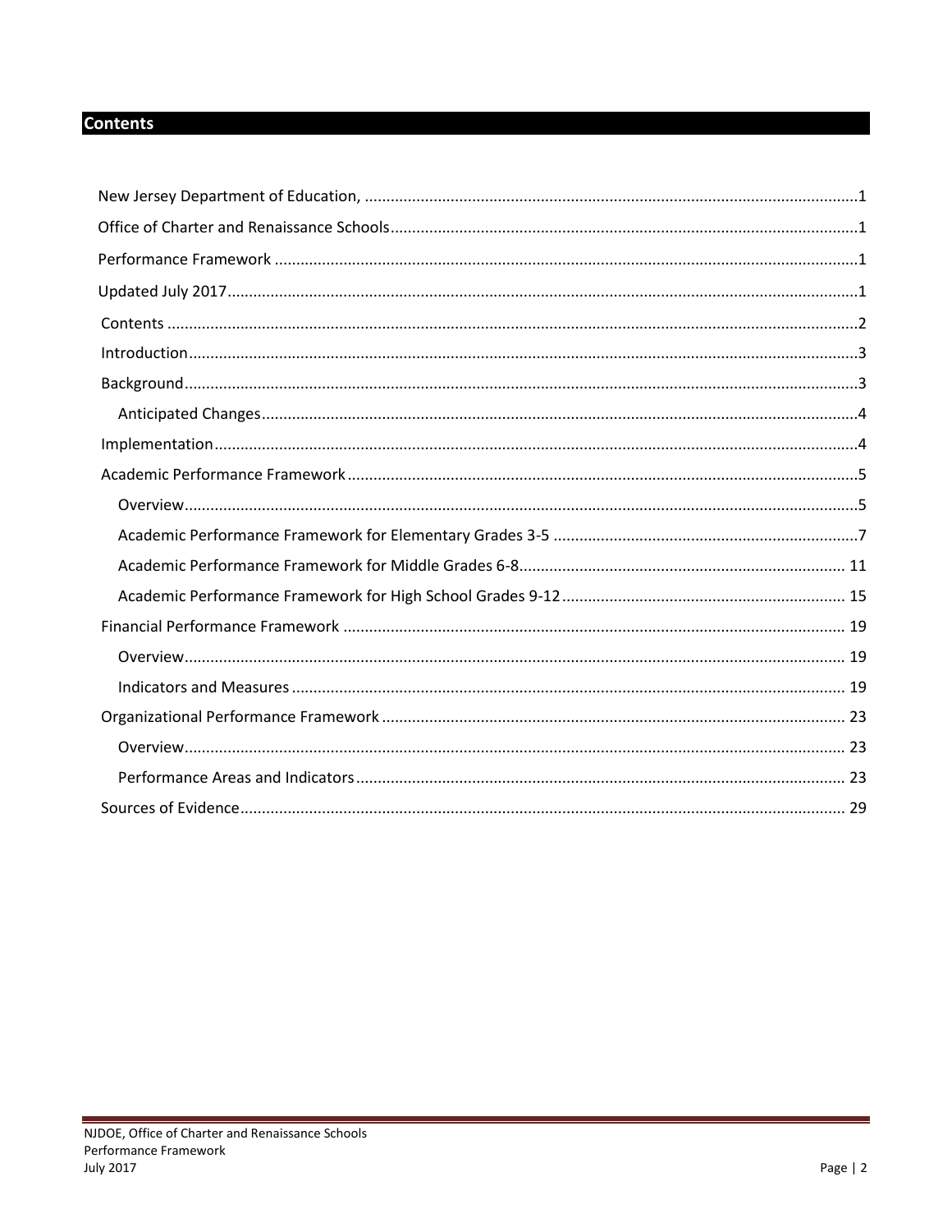## Contents

New Jersey Department of Education, ..........1

Office of Charter and Renaissance Schools ..........1

Performance Framework ..........1

Updated July 2017 ..........1

Contents ..........2

Introduction ..........3

Background ..........3

- Anticipated Changes ..........4

Implementation ..........4

Academic Performance Framework ..........5

- Overview ..........5
- Academic Performance Framework for Elementary Grades 3-5 ..........7
- Academic Performance Framework for Middle Grades 6-8 ..........11
- Academic Performance Framework for High School Grades 9-12 ..........15

Financial Performance Framework ..........19

- Overview ..........19
- Indicators and Measures ..........19

Organizational Performance Framework ..........23

- Overview ..........23
- Performance Areas and Indicators ..........23

Sources of Evidence ..........29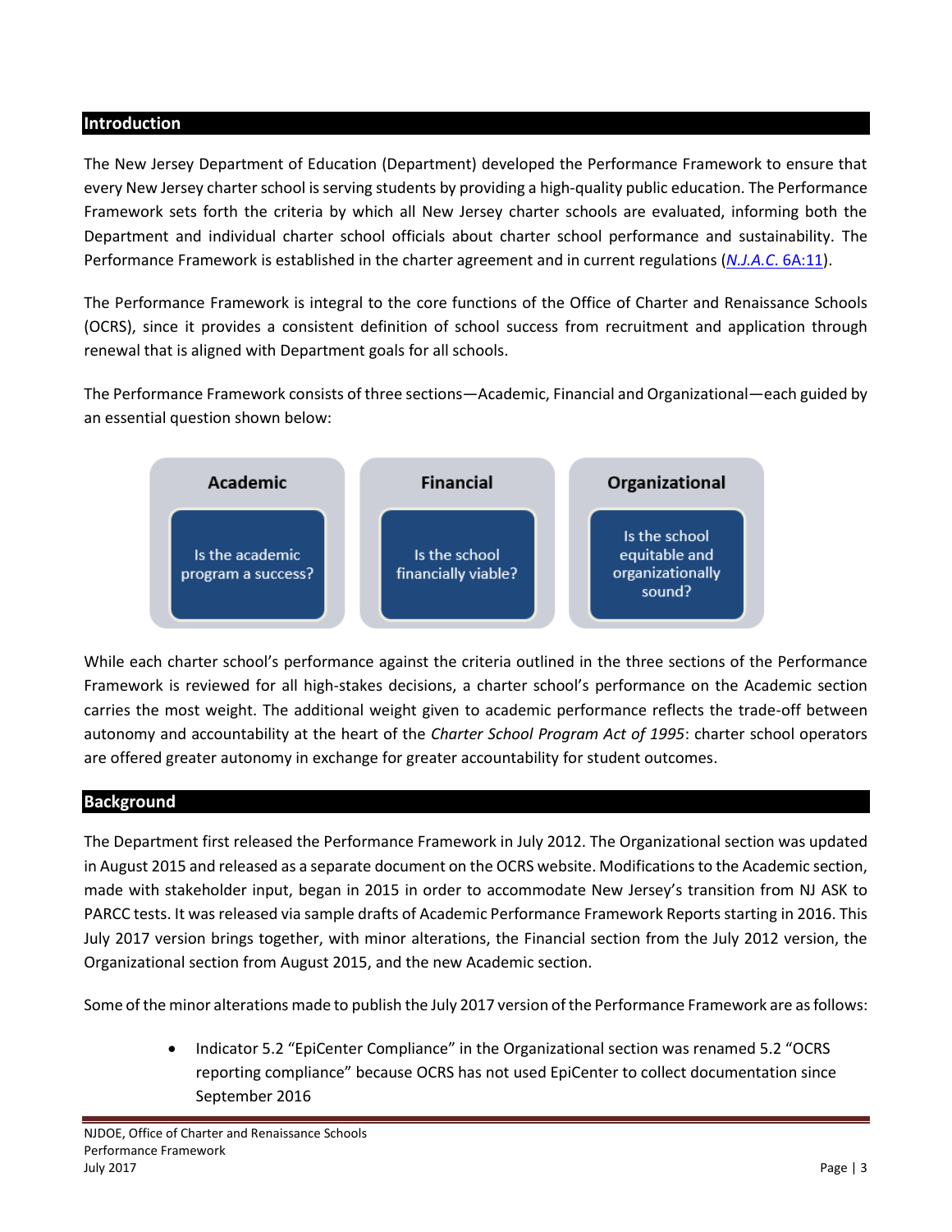## Introduction

The New Jersey Department of Education (Department) developed the Performance Framework to ensure that every New Jersey charter school is serving students by providing a high-quality public education. The Performance Framework sets forth the criteria by which all New Jersey charter schools are evaluated, informing both the Department and individual charter school officials about charter school performance and sustainability. The Performance Framework is established in the charter agreement and in current regulations (*N.J.A.C.* 6A:11).

The Performance Framework is integral to the core functions of the Office of Charter and Renaissance Schools (OCRS), since it provides a consistent definition of school success from recruitment and application through renewal that is aligned with Department goals for all schools.

The Performance Framework consists of three sections—Academic, Financial and Organizational—each guided by an essential question shown below:

| Academic | Financial | Organizational |
|---|---|---|
| Is the academic program a success? | Is the school financially viable? | Is the school equitable and organizationally sound? |

While each charter school's performance against the criteria outlined in the three sections of the Performance Framework is reviewed for all high-stakes decisions, a charter school's performance on the Academic section carries the most weight. The additional weight given to academic performance reflects the trade-off between autonomy and accountability at the heart of the *Charter School Program Act of 1995*: charter school operators are offered greater autonomy in exchange for greater accountability for student outcomes.

## Background

The Department first released the Performance Framework in July 2012. The Organizational section was updated in August 2015 and released as a separate document on the OCRS website. Modifications to the Academic section, made with stakeholder input, began in 2015 in order to accommodate New Jersey's transition from NJ ASK to PARCC tests. It was released via sample drafts of Academic Performance Framework Reports starting in 2016. This July 2017 version brings together, with minor alterations, the Financial section from the July 2012 version, the Organizational section from August 2015, and the new Academic section.

Some of the minor alterations made to publish the July 2017 version of the Performance Framework are as follows:

- Indicator 5.2 "EpiCenter Compliance" in the Organizational section was renamed 5.2 "OCRS reporting compliance" because OCRS has not used EpiCenter to collect documentation since September 2016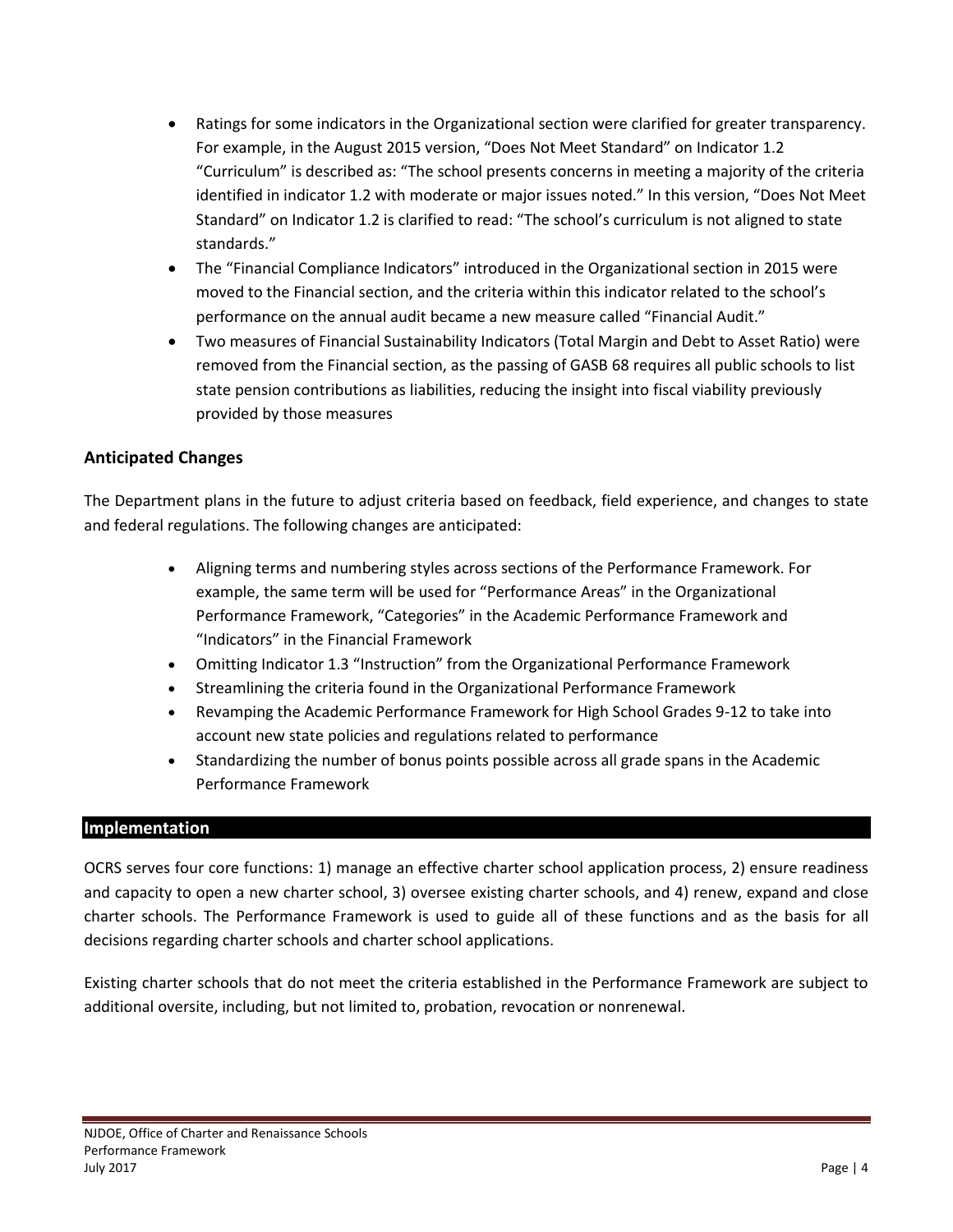- Ratings for some indicators in the Organizational section were clarified for greater transparency. For example, in the August 2015 version, "Does Not Meet Standard" on Indicator 1.2 "Curriculum" is described as: "The school presents concerns in meeting a majority of the criteria identified in indicator 1.2 with moderate or major issues noted." In this version, "Does Not Meet Standard" on Indicator 1.2 is clarified to read: "The school's curriculum is not aligned to state standards."
- The "Financial Compliance Indicators" introduced in the Organizational section in 2015 were moved to the Financial section, and the criteria within this indicator related to the school's performance on the annual audit became a new measure called "Financial Audit."
- Two measures of Financial Sustainability Indicators (Total Margin and Debt to Asset Ratio) were removed from the Financial section, as the passing of GASB 68 requires all public schools to list state pension contributions as liabilities, reducing the insight into fiscal viability previously provided by those measures

### Anticipated Changes

The Department plans in the future to adjust criteria based on feedback, field experience, and changes to state and federal regulations. The following changes are anticipated:

- Aligning terms and numbering styles across sections of the Performance Framework. For example, the same term will be used for "Performance Areas" in the Organizational Performance Framework, "Categories" in the Academic Performance Framework and "Indicators" in the Financial Framework
- Omitting Indicator 1.3 "Instruction" from the Organizational Performance Framework
- Streamlining the criteria found in the Organizational Performance Framework
- Revamping the Academic Performance Framework for High School Grades 9-12 to take into account new state policies and regulations related to performance
- Standardizing the number of bonus points possible across all grade spans in the Academic Performance Framework

## Implementation

OCRS serves four core functions: 1) manage an effective charter school application process, 2) ensure readiness and capacity to open a new charter school, 3) oversee existing charter schools, and 4) renew, expand and close charter schools. The Performance Framework is used to guide all of these functions and as the basis for all decisions regarding charter schools and charter school applications.

Existing charter schools that do not meet the criteria established in the Performance Framework are subject to additional oversite, including, but not limited to, probation, revocation or nonrenewal.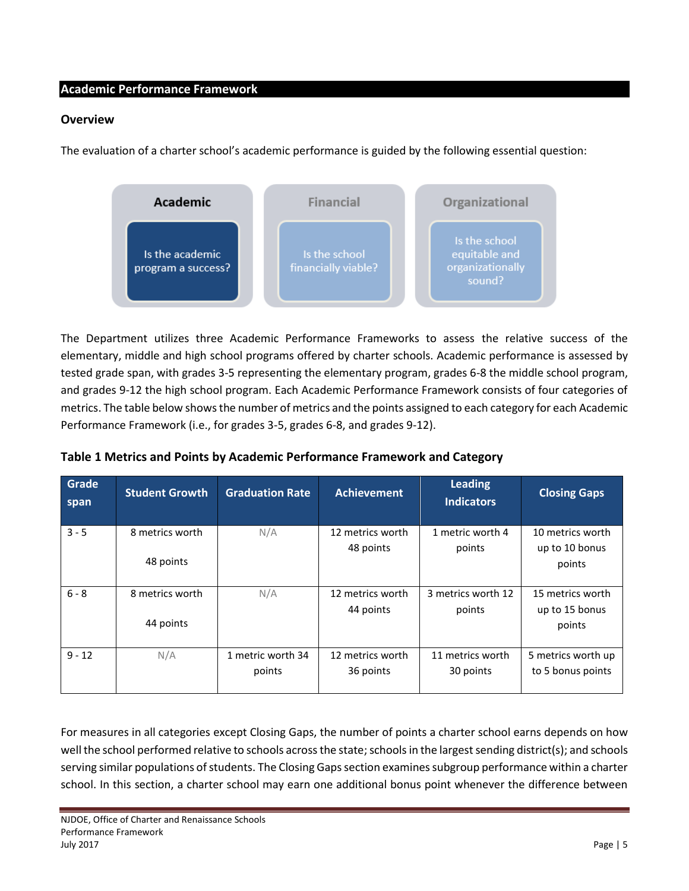## Academic Performance Framework

### Overview

The evaluation of a charter school's academic performance is guided by the following essential question:

| Academic | Financial | Organizational |
|---|---|---|
| Is the academic program a success? | Is the school financially viable? | Is the school equitable and organizationally sound? |

The Department utilizes three Academic Performance Frameworks to assess the relative success of the elementary, middle and high school programs offered by charter schools. Academic performance is assessed by tested grade span, with grades 3-5 representing the elementary program, grades 6-8 the middle school program, and grades 9-12 the high school program. Each Academic Performance Framework consists of four categories of metrics. The table below shows the number of metrics and the points assigned to each category for each Academic Performance Framework (i.e., for grades 3-5, grades 6-8, and grades 9-12).

**Table 1 Metrics and Points by Academic Performance Framework and Category**

| Grade span | Student Growth | Graduation Rate | Achievement | Leading Indicators | Closing Gaps |
|---|---|---|---|---|---|
| 3 - 5 | 8 metrics worth 48 points | N/A | 12 metrics worth 48 points | 1 metric worth 4 points | 10 metrics worth up to 10 bonus points |
| 6 - 8 | 8 metrics worth 44 points | N/A | 12 metrics worth 44 points | 3 metrics worth 12 points | 15 metrics worth up to 15 bonus points |
| 9 - 12 | N/A | 1 metric worth 34 points | 12 metrics worth 36 points | 11 metrics worth 30 points | 5 metrics worth up to 5 bonus points |

For measures in all categories except Closing Gaps, the number of points a charter school earns depends on how well the school performed relative to schools across the state; schools in the largest sending district(s); and schools serving similar populations of students. The Closing Gaps section examines subgroup performance within a charter school. In this section, a charter school may earn one additional bonus point whenever the difference between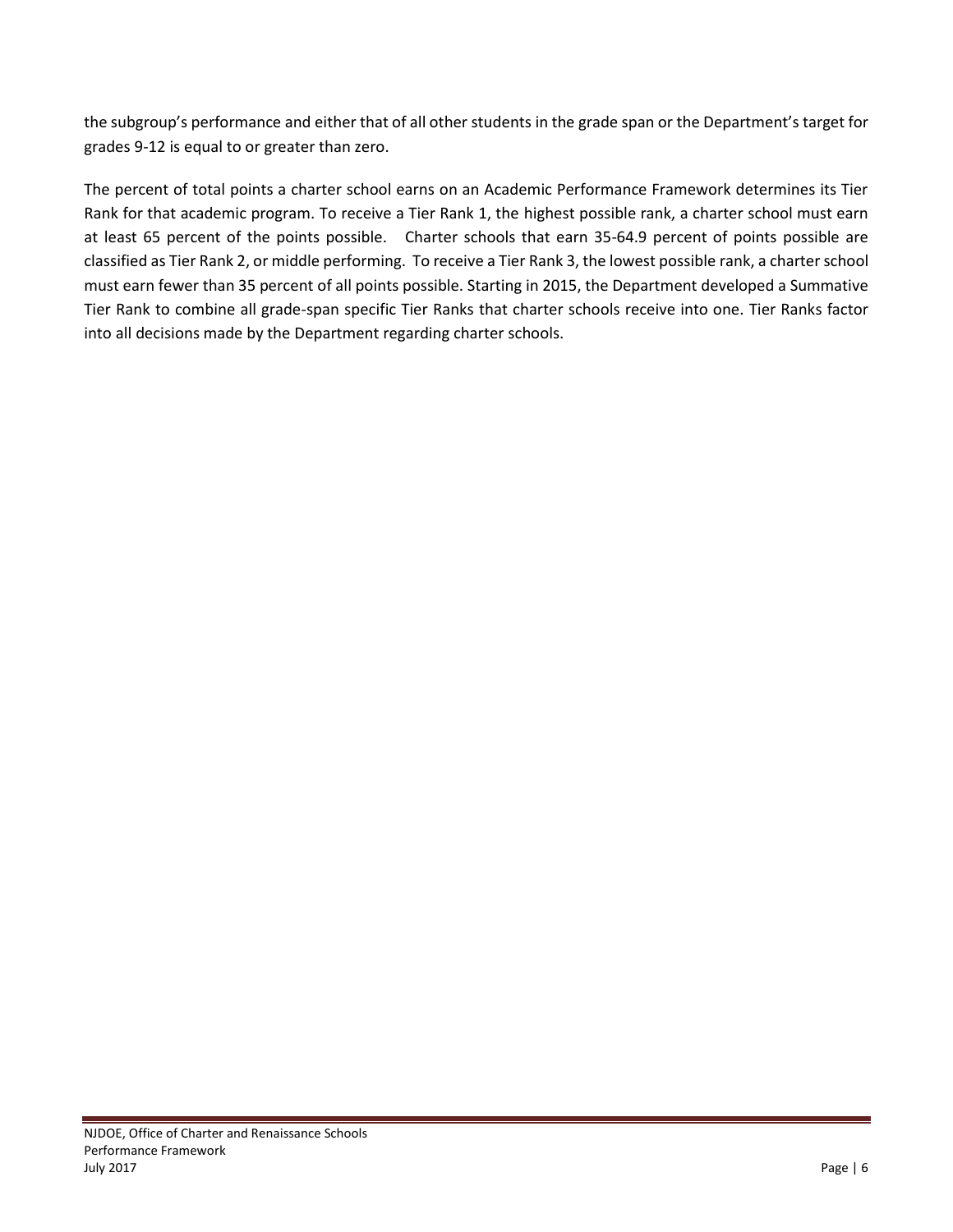the subgroup's performance and either that of all other students in the grade span or the Department's target for grades 9-12 is equal to or greater than zero.

The percent of total points a charter school earns on an Academic Performance Framework determines its Tier Rank for that academic program. To receive a Tier Rank 1, the highest possible rank, a charter school must earn at least 65 percent of the points possible. Charter schools that earn 35-64.9 percent of points possible are classified as Tier Rank 2, or middle performing. To receive a Tier Rank 3, the lowest possible rank, a charter school must earn fewer than 35 percent of all points possible. Starting in 2015, the Department developed a Summative Tier Rank to combine all grade-span specific Tier Ranks that charter schools receive into one. Tier Ranks factor into all decisions made by the Department regarding charter schools.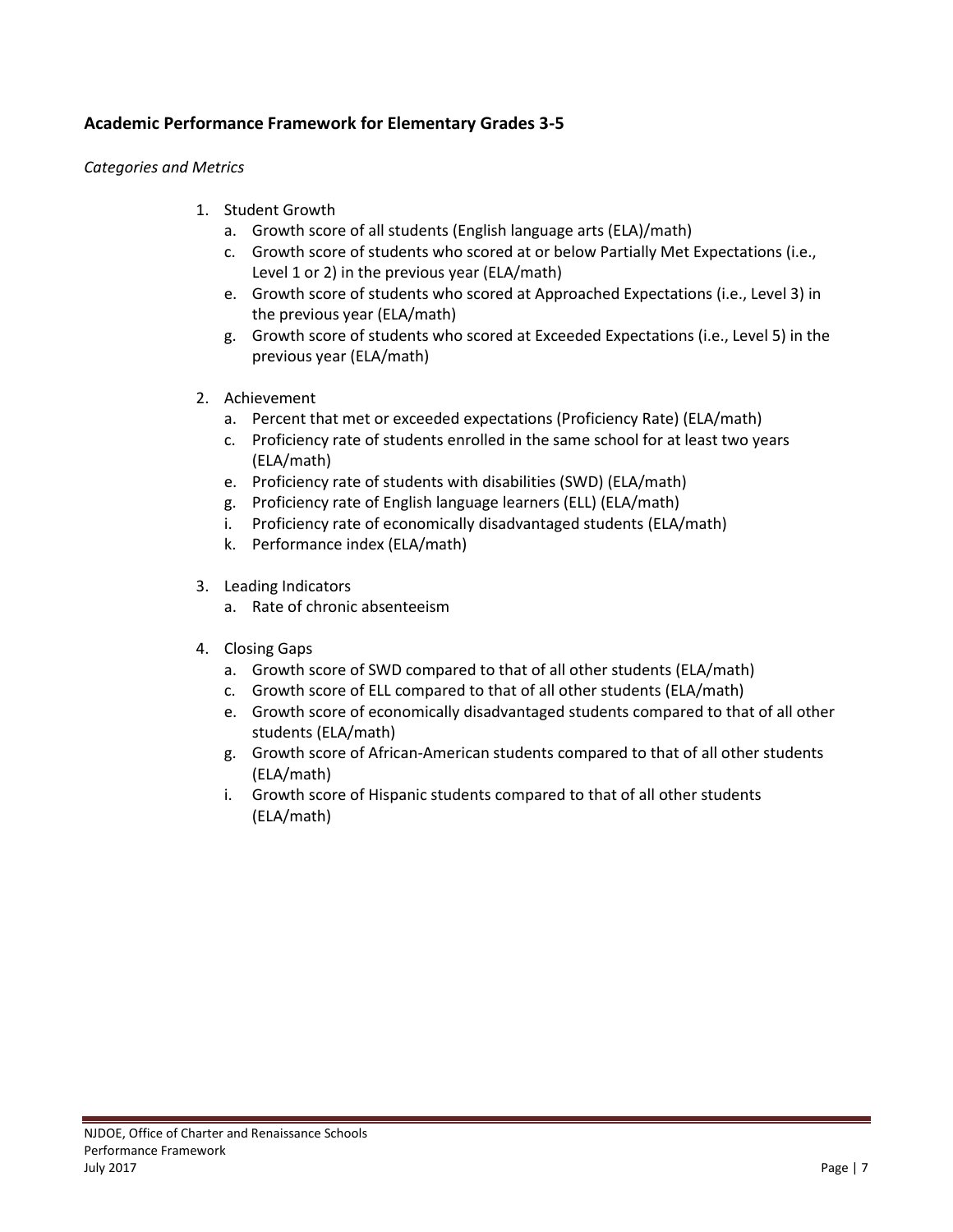## Academic Performance Framework for Elementary Grades 3-5

*Categories and Metrics*

1. Student Growth
   a. Growth score of all students (English language arts (ELA)/math)
   c. Growth score of students who scored at or below Partially Met Expectations (i.e., Level 1 or 2) in the previous year (ELA/math)
   e. Growth score of students who scored at Approached Expectations (i.e., Level 3) in the previous year (ELA/math)
   g. Growth score of students who scored at Exceeded Expectations (i.e., Level 5) in the previous year (ELA/math)

2. Achievement
   a. Percent that met or exceeded expectations (Proficiency Rate) (ELA/math)
   c. Proficiency rate of students enrolled in the same school for at least two years (ELA/math)
   e. Proficiency rate of students with disabilities (SWD) (ELA/math)
   g. Proficiency rate of English language learners (ELL) (ELA/math)
   i. Proficiency rate of economically disadvantaged students (ELA/math)
   k. Performance index (ELA/math)

3. Leading Indicators
   a. Rate of chronic absenteeism

4. Closing Gaps
   a. Growth score of SWD compared to that of all other students (ELA/math)
   c. Growth score of ELL compared to that of all other students (ELA/math)
   e. Growth score of economically disadvantaged students compared to that of all other students (ELA/math)
   g. Growth score of African-American students compared to that of all other students (ELA/math)
   i. Growth score of Hispanic students compared to that of all other students (ELA/math)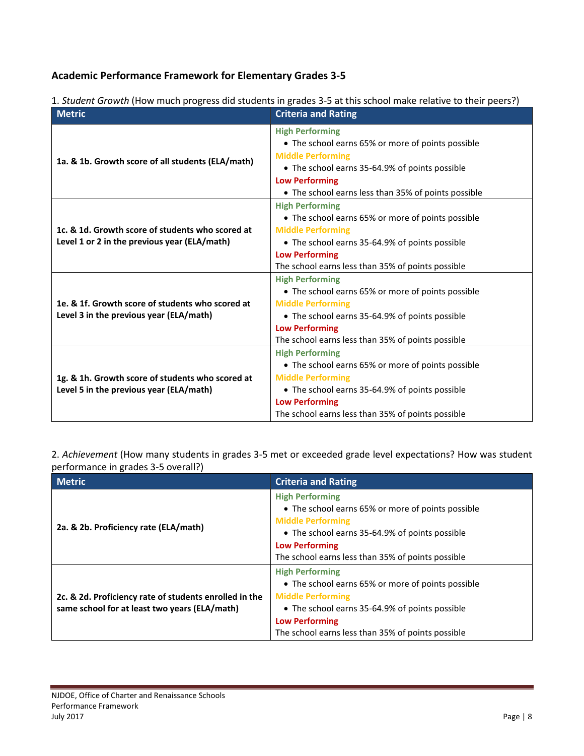### Academic Performance Framework for Elementary Grades 3-5

1. *Student Growth* (How much progress did students in grades 3-5 at this school make relative to their peers?)

| Metric | Criteria and Rating |
|---|---|
| **1a. & 1b. Growth score of all students (ELA/math)** | **High Performing**<br>• The school earns 65% or more of points possible<br>**Middle Performing**<br>• The school earns 35-64.9% of points possible<br>**Low Performing**<br>• The school earns less than 35% of points possible |
| **1c. & 1d. Growth score of students who scored at Level 1 or 2 in the previous year (ELA/math)** | **High Performing**<br>• The school earns 65% or more of points possible<br>**Middle Performing**<br>• The school earns 35-64.9% of points possible<br>**Low Performing**<br>The school earns less than 35% of points possible |
| **1e. & 1f. Growth score of students who scored at Level 3 in the previous year (ELA/math)** | **High Performing**<br>• The school earns 65% or more of points possible<br>**Middle Performing**<br>• The school earns 35-64.9% of points possible<br>**Low Performing**<br>The school earns less than 35% of points possible |
| **1g. & 1h. Growth score of students who scored at Level 5 in the previous year (ELA/math)** | **High Performing**<br>• The school earns 65% or more of points possible<br>**Middle Performing**<br>• The school earns 35-64.9% of points possible<br>**Low Performing**<br>The school earns less than 35% of points possible |

2. *Achievement* (How many students in grades 3-5 met or exceeded grade level expectations? How was student performance in grades 3-5 overall?)

| Metric | Criteria and Rating |
|---|---|
| **2a. & 2b. Proficiency rate (ELA/math)** | **High Performing**<br>• The school earns 65% or more of points possible<br>**Middle Performing**<br>• The school earns 35-64.9% of points possible<br>**Low Performing**<br>The school earns less than 35% of points possible |
| **2c. & 2d. Proficiency rate of students enrolled in the same school for at least two years (ELA/math)** | **High Performing**<br>• The school earns 65% or more of points possible<br>**Middle Performing**<br>• The school earns 35-64.9% of points possible<br>**Low Performing**<br>The school earns less than 35% of points possible |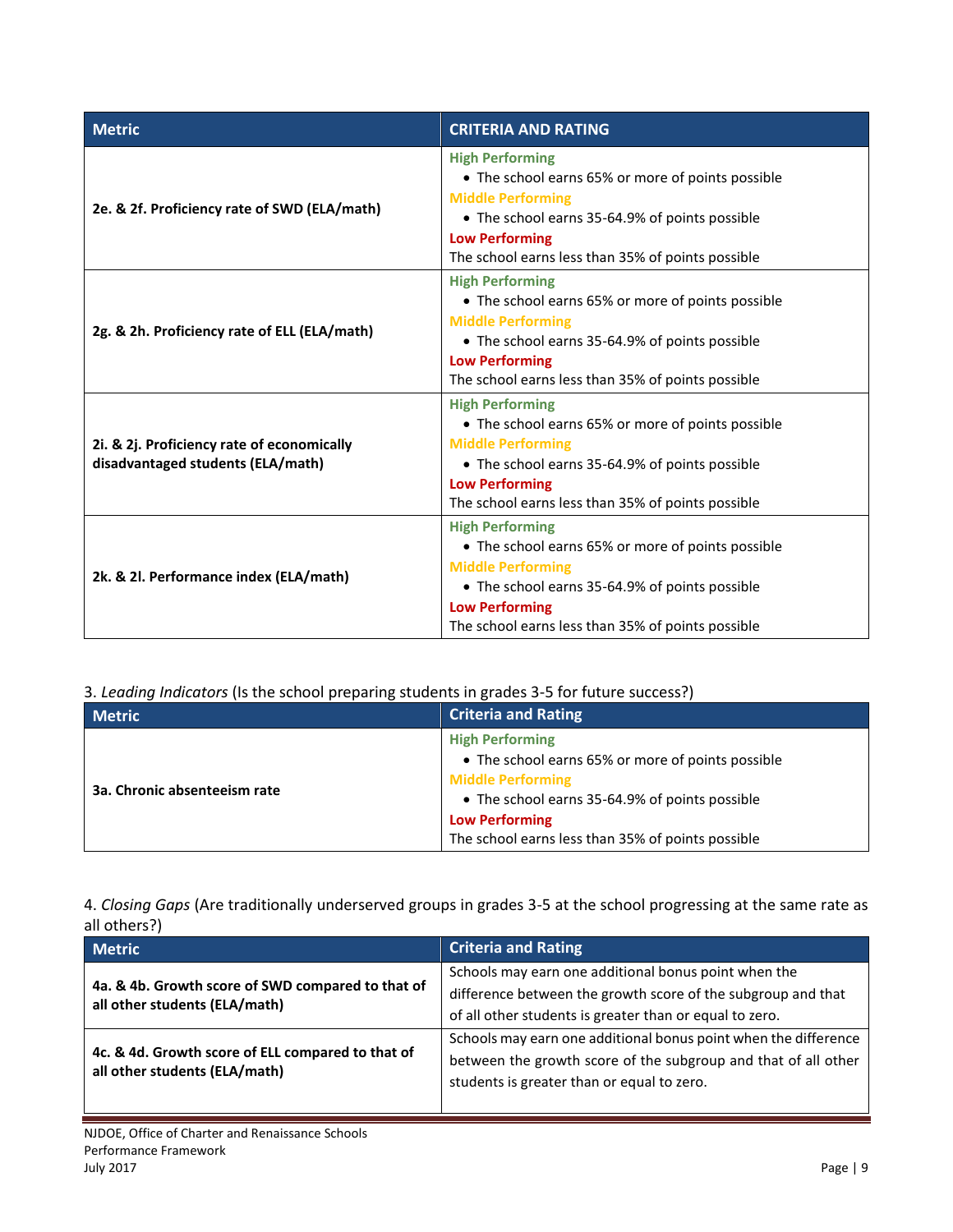| Metric | CRITERIA AND RATING |
|---|---|
| **2e. & 2f. Proficiency rate of SWD (ELA/math)** | **High Performing**<br>• The school earns 65% or more of points possible<br>**Middle Performing**<br>• The school earns 35-64.9% of points possible<br>**Low Performing**<br>The school earns less than 35% of points possible |
| **2g. & 2h. Proficiency rate of ELL (ELA/math)** | **High Performing**<br>• The school earns 65% or more of points possible<br>**Middle Performing**<br>• The school earns 35-64.9% of points possible<br>**Low Performing**<br>The school earns less than 35% of points possible |
| **2i. & 2j. Proficiency rate of economically disadvantaged students (ELA/math)** | **High Performing**<br>• The school earns 65% or more of points possible<br>**Middle Performing**<br>• The school earns 35-64.9% of points possible<br>**Low Performing**<br>The school earns less than 35% of points possible |
| **2k. & 2l. Performance index (ELA/math)** | **High Performing**<br>• The school earns 65% or more of points possible<br>**Middle Performing**<br>• The school earns 35-64.9% of points possible<br>**Low Performing**<br>The school earns less than 35% of points possible |

3. *Leading Indicators* (Is the school preparing students in grades 3-5 for future success?)

| Metric | Criteria and Rating |
|---|---|
| **3a. Chronic absenteeism rate** | **High Performing**<br>• The school earns 65% or more of points possible<br>**Middle Performing**<br>• The school earns 35-64.9% of points possible<br>**Low Performing**<br>The school earns less than 35% of points possible |

4. *Closing Gaps* (Are traditionally underserved groups in grades 3-5 at the school progressing at the same rate as all others?)

| Metric | Criteria and Rating |
|---|---|
| **4a. & 4b. Growth score of SWD compared to that of all other students (ELA/math)** | Schools may earn one additional bonus point when the difference between the growth score of the subgroup and that of all other students is greater than or equal to zero. |
| **4c. & 4d. Growth score of ELL compared to that of all other students (ELA/math)** | Schools may earn one additional bonus point when the difference between the growth score of the subgroup and that of all other students is greater than or equal to zero. |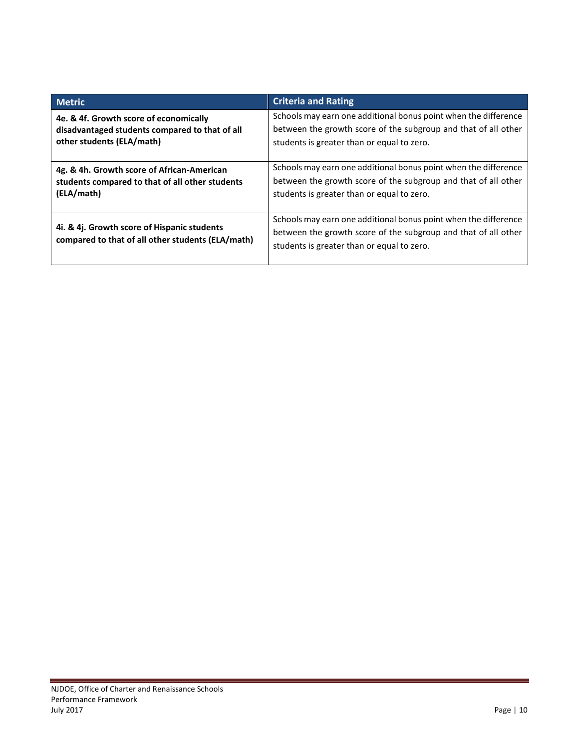| Metric | Criteria and Rating |
| --- | --- |
| **4e. & 4f. Growth score of economically disadvantaged students compared to that of all other students (ELA/math)** | Schools may earn one additional bonus point when the difference between the growth score of the subgroup and that of all other students is greater than or equal to zero. |
| **4g. & 4h. Growth score of African-American students compared to that of all other students (ELA/math)** | Schools may earn one additional bonus point when the difference between the growth score of the subgroup and that of all other students is greater than or equal to zero. |
| **4i. & 4j. Growth score of Hispanic students compared to that of all other students (ELA/math)** | Schools may earn one additional bonus point when the difference between the growth score of the subgroup and that of all other students is greater than or equal to zero. |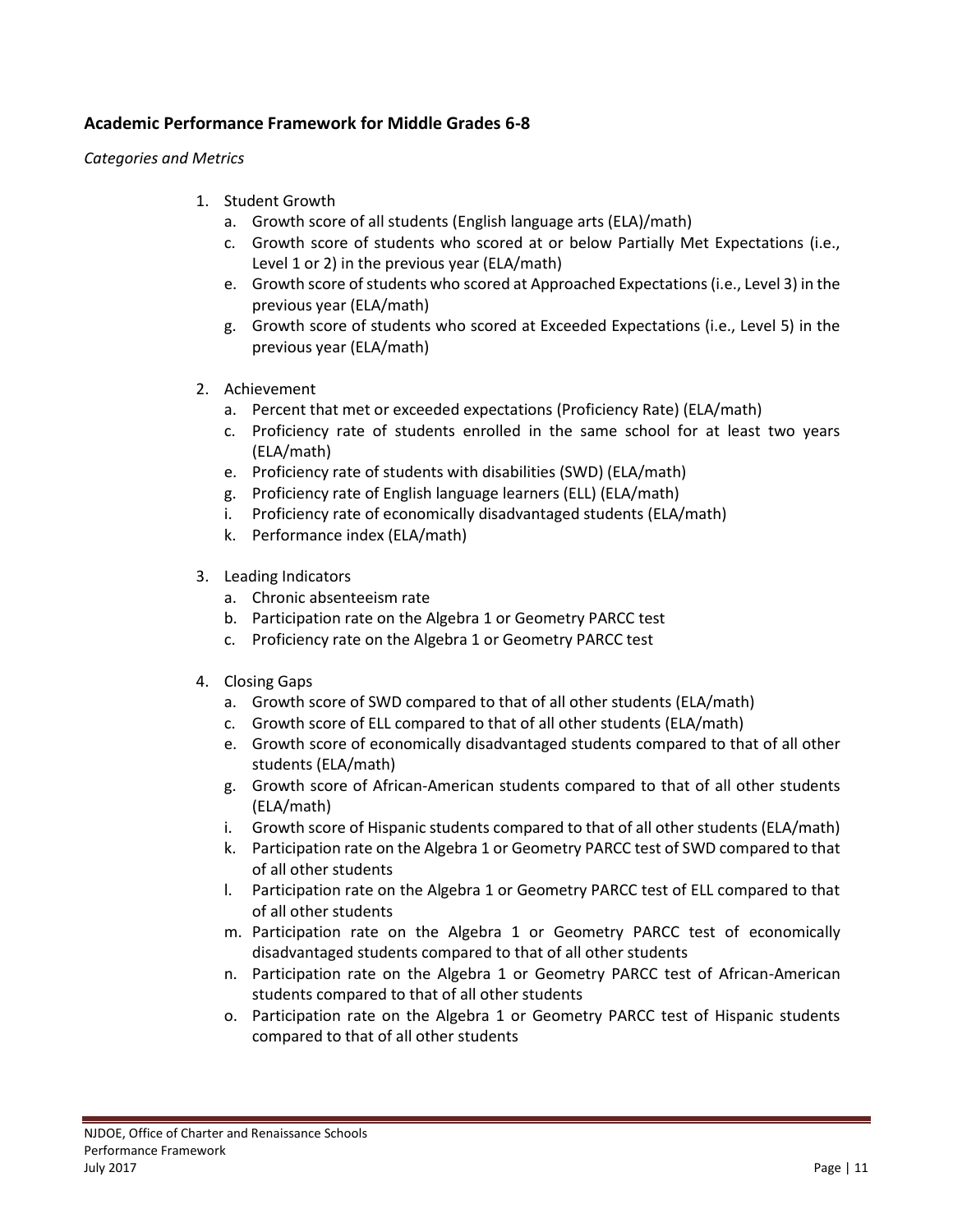### Academic Performance Framework for Middle Grades 6-8

*Categories and Metrics*

1. Student Growth
   a. Growth score of all students (English language arts (ELA)/math)
   c. Growth score of students who scored at or below Partially Met Expectations (i.e., Level 1 or 2) in the previous year (ELA/math)
   e. Growth score of students who scored at Approached Expectations (i.e., Level 3) in the previous year (ELA/math)
   g. Growth score of students who scored at Exceeded Expectations (i.e., Level 5) in the previous year (ELA/math)

2. Achievement
   a. Percent that met or exceeded expectations (Proficiency Rate) (ELA/math)
   c. Proficiency rate of students enrolled in the same school for at least two years (ELA/math)
   e. Proficiency rate of students with disabilities (SWD) (ELA/math)
   g. Proficiency rate of English language learners (ELL) (ELA/math)
   i. Proficiency rate of economically disadvantaged students (ELA/math)
   k. Performance index (ELA/math)

3. Leading Indicators
   a. Chronic absenteeism rate
   b. Participation rate on the Algebra 1 or Geometry PARCC test
   c. Proficiency rate on the Algebra 1 or Geometry PARCC test

4. Closing Gaps
   a. Growth score of SWD compared to that of all other students (ELA/math)
   c. Growth score of ELL compared to that of all other students (ELA/math)
   e. Growth score of economically disadvantaged students compared to that of all other students (ELA/math)
   g. Growth score of African-American students compared to that of all other students (ELA/math)
   i. Growth score of Hispanic students compared to that of all other students (ELA/math)
   k. Participation rate on the Algebra 1 or Geometry PARCC test of SWD compared to that of all other students
   l. Participation rate on the Algebra 1 or Geometry PARCC test of ELL compared to that of all other students
   m. Participation rate on the Algebra 1 or Geometry PARCC test of economically disadvantaged students compared to that of all other students
   n. Participation rate on the Algebra 1 or Geometry PARCC test of African-American students compared to that of all other students
   o. Participation rate on the Algebra 1 or Geometry PARCC test of Hispanic students compared to that of all other students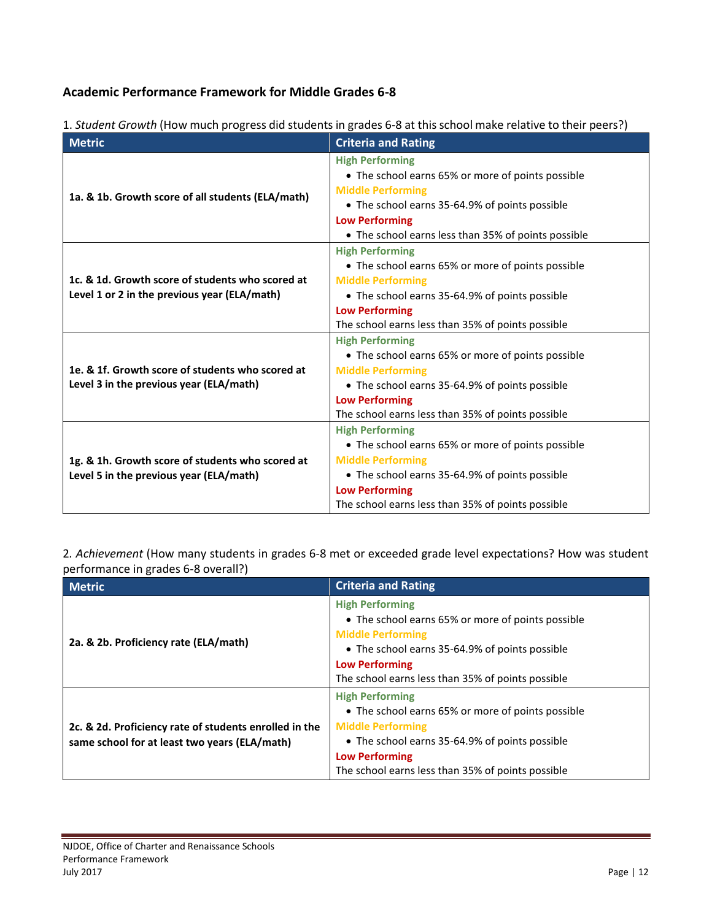### Academic Performance Framework for Middle Grades 6-8

1. *Student Growth* (How much progress did students in grades 6-8 at this school make relative to their peers?)

| Metric | Criteria and Rating |
|---|---|
| **1a. & 1b. Growth score of all students (ELA/math)** | **High Performing**<br>• The school earns 65% or more of points possible<br>**Middle Performing**<br>• The school earns 35-64.9% of points possible<br>**Low Performing**<br>• The school earns less than 35% of points possible |
| **1c. & 1d. Growth score of students who scored at Level 1 or 2 in the previous year (ELA/math)** | **High Performing**<br>• The school earns 65% or more of points possible<br>**Middle Performing**<br>• The school earns 35-64.9% of points possible<br>**Low Performing**<br>The school earns less than 35% of points possible |
| **1e. & 1f. Growth score of students who scored at Level 3 in the previous year (ELA/math)** | **High Performing**<br>• The school earns 65% or more of points possible<br>**Middle Performing**<br>• The school earns 35-64.9% of points possible<br>**Low Performing**<br>The school earns less than 35% of points possible |
| **1g. & 1h. Growth score of students who scored at Level 5 in the previous year (ELA/math)** | **High Performing**<br>• The school earns 65% or more of points possible<br>**Middle Performing**<br>• The school earns 35-64.9% of points possible<br>**Low Performing**<br>The school earns less than 35% of points possible |

2. *Achievement* (How many students in grades 6-8 met or exceeded grade level expectations? How was student performance in grades 6-8 overall?)

| Metric | Criteria and Rating |
|---|---|
| **2a. & 2b. Proficiency rate (ELA/math)** | **High Performing**<br>• The school earns 65% or more of points possible<br>**Middle Performing**<br>• The school earns 35-64.9% of points possible<br>**Low Performing**<br>The school earns less than 35% of points possible |
| **2c. & 2d. Proficiency rate of students enrolled in the same school for at least two years (ELA/math)** | **High Performing**<br>• The school earns 65% or more of points possible<br>**Middle Performing**<br>• The school earns 35-64.9% of points possible<br>**Low Performing**<br>The school earns less than 35% of points possible |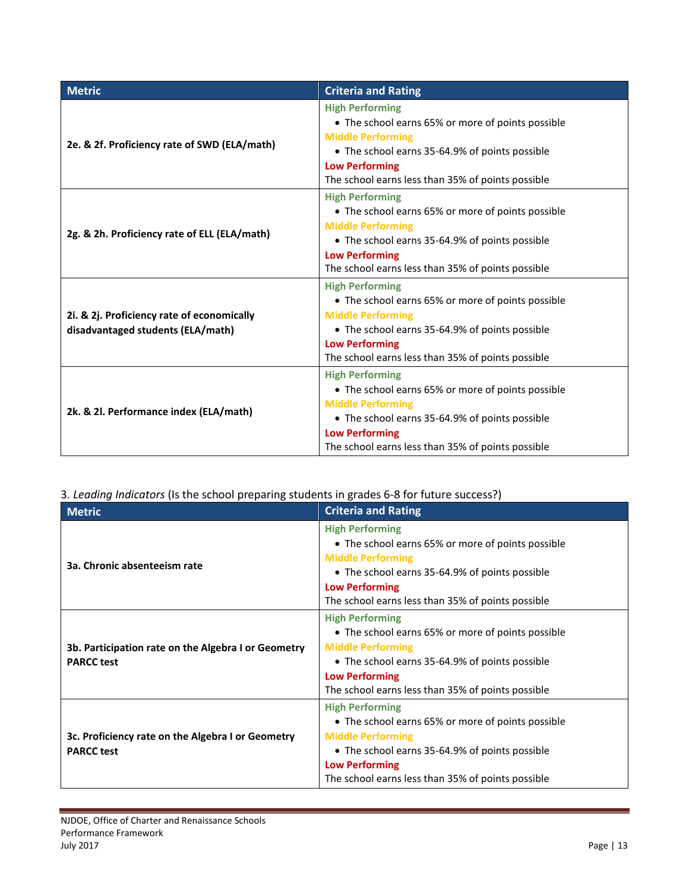| Metric | Criteria and Rating |
|---|---|
| **2e. & 2f. Proficiency rate of SWD (ELA/math)** | **High Performing**<br>• The school earns 65% or more of points possible<br>**Middle Performing**<br>• The school earns 35-64.9% of points possible<br>**Low Performing**<br>The school earns less than 35% of points possible |
| **2g. & 2h. Proficiency rate of ELL (ELA/math)** | **High Performing**<br>• The school earns 65% or more of points possible<br>**Middle Performing**<br>• The school earns 35-64.9% of points possible<br>**Low Performing**<br>The school earns less than 35% of points possible |
| **2i. & 2j. Proficiency rate of economically disadvantaged students (ELA/math)** | **High Performing**<br>• The school earns 65% or more of points possible<br>**Middle Performing**<br>• The school earns 35-64.9% of points possible<br>**Low Performing**<br>The school earns less than 35% of points possible |
| **2k. & 2l. Performance index (ELA/math)** | **High Performing**<br>• The school earns 65% or more of points possible<br>**Middle Performing**<br>• The school earns 35-64.9% of points possible<br>**Low Performing**<br>The school earns less than 35% of points possible |

3. *Leading Indicators* (Is the school preparing students in grades 6-8 for future success?)

| Metric | Criteria and Rating |
|---|---|
| **3a. Chronic absenteeism rate** | **High Performing**<br>• The school earns 65% or more of points possible<br>**Middle Performing**<br>• The school earns 35-64.9% of points possible<br>**Low Performing**<br>The school earns less than 35% of points possible |
| **3b. Participation rate on the Algebra I or Geometry PARCC test** | **High Performing**<br>• The school earns 65% or more of points possible<br>**Middle Performing**<br>• The school earns 35-64.9% of points possible<br>**Low Performing**<br>The school earns less than 35% of points possible |
| **3c. Proficiency rate on the Algebra I or Geometry PARCC test** | **High Performing**<br>• The school earns 65% or more of points possible<br>**Middle Performing**<br>• The school earns 35-64.9% of points possible<br>**Low Performing**<br>The school earns less than 35% of points possible |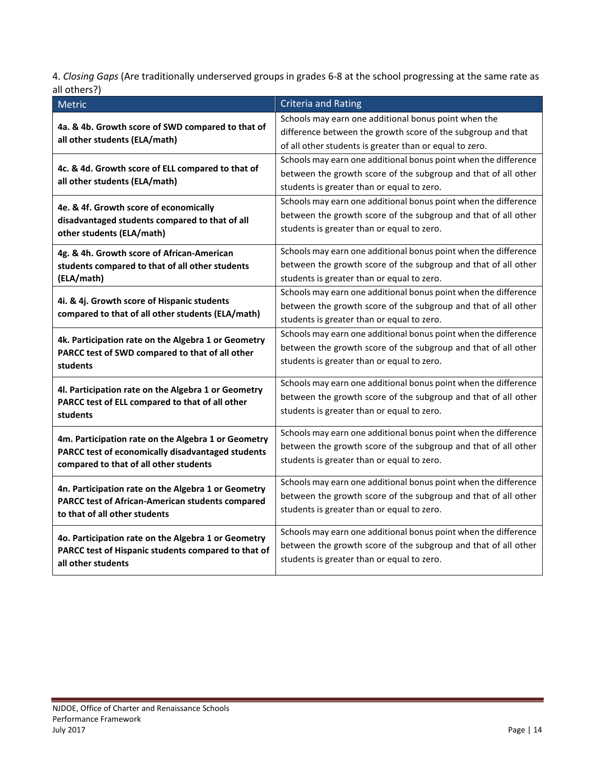4. *Closing Gaps* (Are traditionally underserved groups in grades 6-8 at the school progressing at the same rate as all others?)

| Metric | Criteria and Rating |
|---|---|
| **4a. & 4b. Growth score of SWD compared to that of all other students (ELA/math)** | Schools may earn one additional bonus point when the difference between the growth score of the subgroup and that of all other students is greater than or equal to zero. |
| **4c. & 4d. Growth score of ELL compared to that of all other students (ELA/math)** | Schools may earn one additional bonus point when the difference between the growth score of the subgroup and that of all other students is greater than or equal to zero. |
| **4e. & 4f. Growth score of economically disadvantaged students compared to that of all other students (ELA/math)** | Schools may earn one additional bonus point when the difference between the growth score of the subgroup and that of all other students is greater than or equal to zero. |
| **4g. & 4h. Growth score of African-American students compared to that of all other students (ELA/math)** | Schools may earn one additional bonus point when the difference between the growth score of the subgroup and that of all other students is greater than or equal to zero. |
| **4i. & 4j. Growth score of Hispanic students compared to that of all other students (ELA/math)** | Schools may earn one additional bonus point when the difference between the growth score of the subgroup and that of all other students is greater than or equal to zero. |
| **4k. Participation rate on the Algebra 1 or Geometry PARCC test of SWD compared to that of all other students** | Schools may earn one additional bonus point when the difference between the growth score of the subgroup and that of all other students is greater than or equal to zero. |
| **4l. Participation rate on the Algebra 1 or Geometry PARCC test of ELL compared to that of all other students** | Schools may earn one additional bonus point when the difference between the growth score of the subgroup and that of all other students is greater than or equal to zero. |
| **4m. Participation rate on the Algebra 1 or Geometry PARCC test of economically disadvantaged students compared to that of all other students** | Schools may earn one additional bonus point when the difference between the growth score of the subgroup and that of all other students is greater than or equal to zero. |
| **4n. Participation rate on the Algebra 1 or Geometry PARCC test of African-American students compared to that of all other students** | Schools may earn one additional bonus point when the difference between the growth score of the subgroup and that of all other students is greater than or equal to zero. |
| **4o. Participation rate on the Algebra 1 or Geometry PARCC test of Hispanic students compared to that of all other students** | Schools may earn one additional bonus point when the difference between the growth score of the subgroup and that of all other students is greater than or equal to zero. |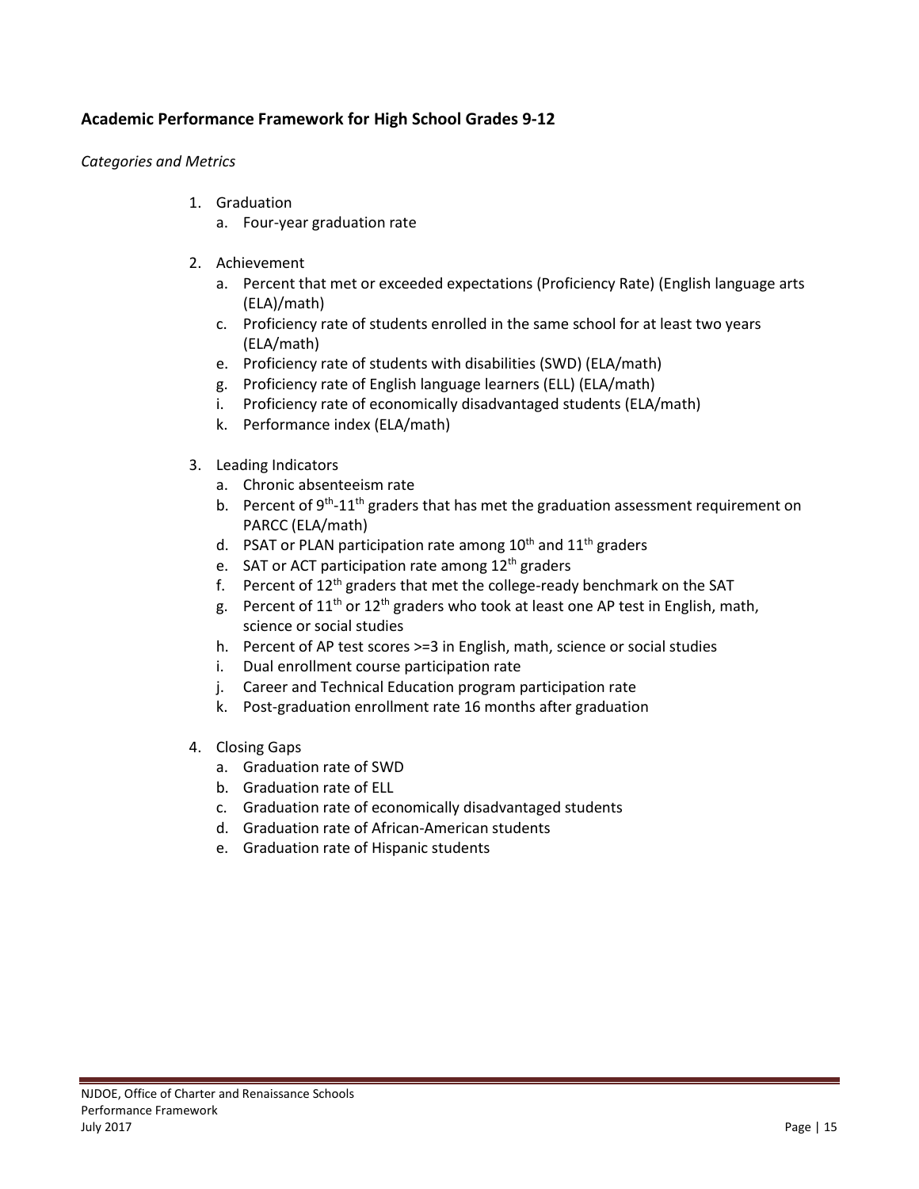## Academic Performance Framework for High School Grades 9-12

*Categories and Metrics*

1. Graduation
   a. Four-year graduation rate

2. Achievement
   a. Percent that met or exceeded expectations (Proficiency Rate) (English language arts (ELA)/math)
   c. Proficiency rate of students enrolled in the same school for at least two years (ELA/math)
   e. Proficiency rate of students with disabilities (SWD) (ELA/math)
   g. Proficiency rate of English language learners (ELL) (ELA/math)
   i. Proficiency rate of economically disadvantaged students (ELA/math)
   k. Performance index (ELA/math)

3. Leading Indicators
   a. Chronic absenteeism rate
   b. Percent of 9th-11th graders that has met the graduation assessment requirement on PARCC (ELA/math)
   d. PSAT or PLAN participation rate among 10th and 11th graders
   e. SAT or ACT participation rate among 12th graders
   f. Percent of 12th graders that met the college-ready benchmark on the SAT
   g. Percent of 11th or 12th graders who took at least one AP test in English, math, science or social studies
   h. Percent of AP test scores >=3 in English, math, science or social studies
   i. Dual enrollment course participation rate
   j. Career and Technical Education program participation rate
   k. Post-graduation enrollment rate 16 months after graduation

4. Closing Gaps
   a. Graduation rate of SWD
   b. Graduation rate of ELL
   c. Graduation rate of economically disadvantaged students
   d. Graduation rate of African-American students
   e. Graduation rate of Hispanic students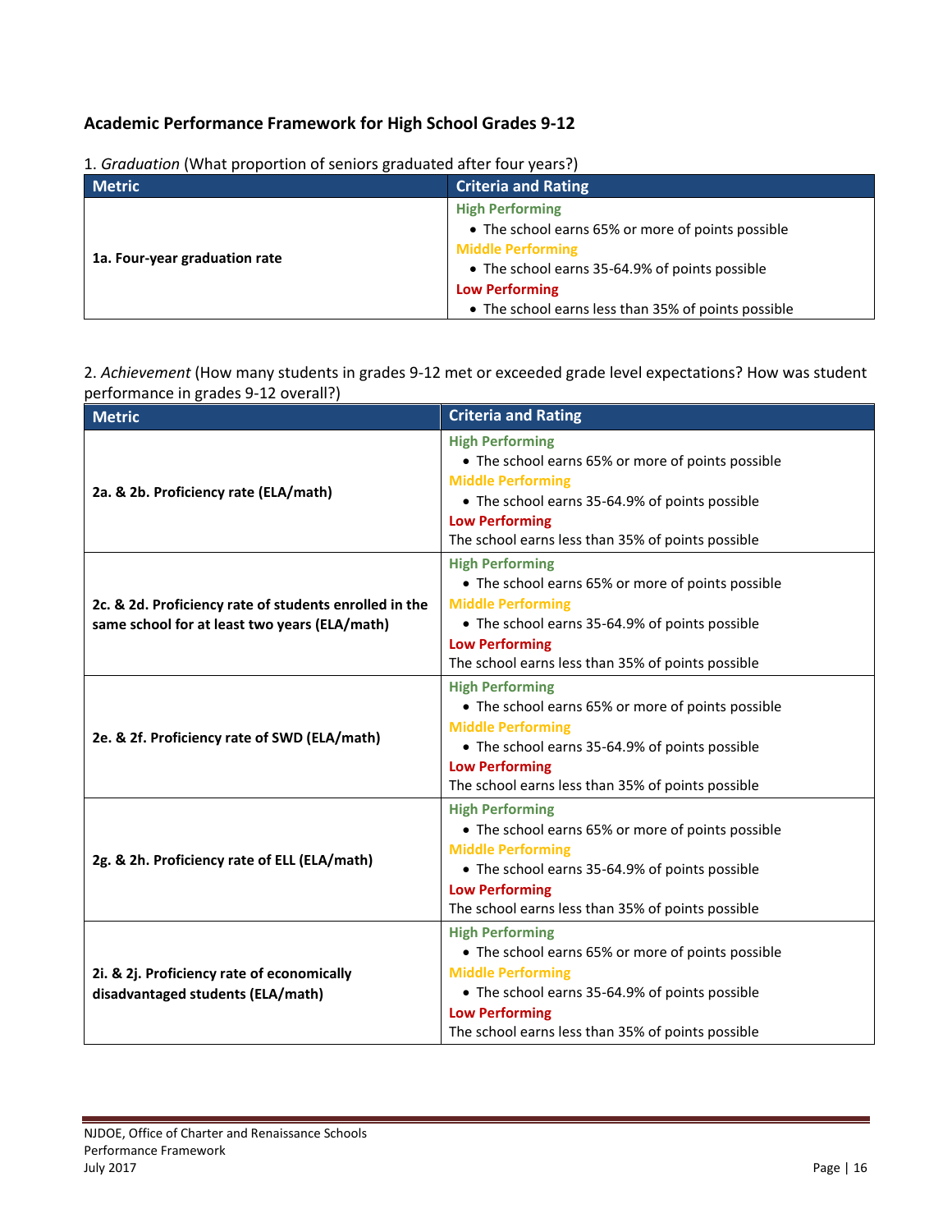## Academic Performance Framework for High School Grades 9-12

1. *Graduation* (What proportion of seniors graduated after four years?)

| Metric | Criteria and Rating |
|---|---|
| **1a. Four-year graduation rate** | **High Performing**<br>• The school earns 65% or more of points possible<br>**Middle Performing**<br>• The school earns 35-64.9% of points possible<br>**Low Performing**<br>• The school earns less than 35% of points possible |

2. *Achievement* (How many students in grades 9-12 met or exceeded grade level expectations? How was student performance in grades 9-12 overall?)

| Metric | Criteria and Rating |
|---|---|
| **2a. & 2b. Proficiency rate (ELA/math)** | **High Performing**<br>• The school earns 65% or more of points possible<br>**Middle Performing**<br>• The school earns 35-64.9% of points possible<br>**Low Performing**<br>The school earns less than 35% of points possible |
| **2c. & 2d. Proficiency rate of students enrolled in the same school for at least two years (ELA/math)** | **High Performing**<br>• The school earns 65% or more of points possible<br>**Middle Performing**<br>• The school earns 35-64.9% of points possible<br>**Low Performing**<br>The school earns less than 35% of points possible |
| **2e. & 2f. Proficiency rate of SWD (ELA/math)** | **High Performing**<br>• The school earns 65% or more of points possible<br>**Middle Performing**<br>• The school earns 35-64.9% of points possible<br>**Low Performing**<br>The school earns less than 35% of points possible |
| **2g. & 2h. Proficiency rate of ELL (ELA/math)** | **High Performing**<br>• The school earns 65% or more of points possible<br>**Middle Performing**<br>• The school earns 35-64.9% of points possible<br>**Low Performing**<br>The school earns less than 35% of points possible |
| **2i. & 2j. Proficiency rate of economically disadvantaged students (ELA/math)** | **High Performing**<br>• The school earns 65% or more of points possible<br>**Middle Performing**<br>• The school earns 35-64.9% of points possible<br>**Low Performing**<br>The school earns less than 35% of points possible |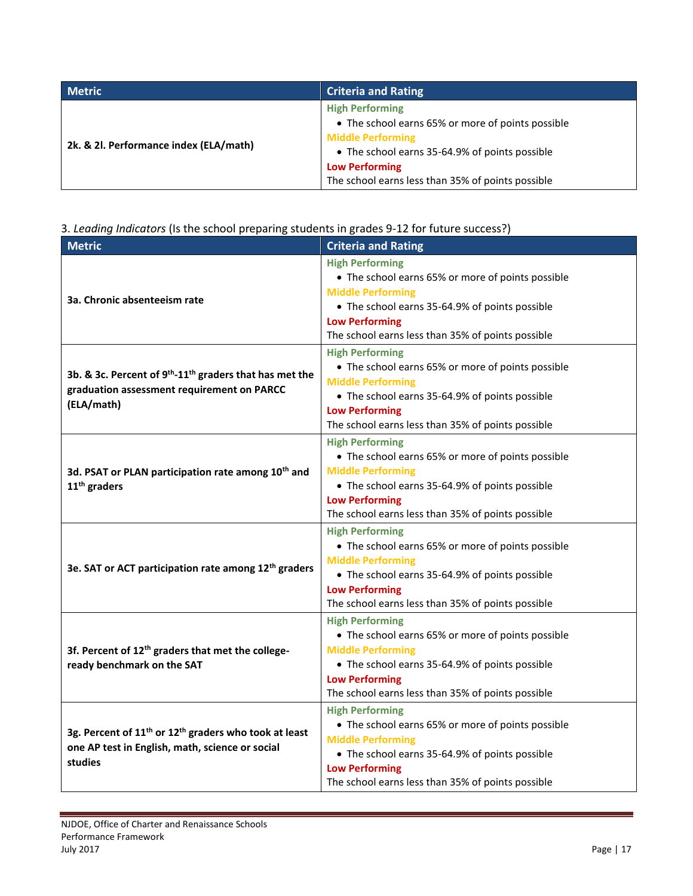| Metric | Criteria and Rating |
|---|---|
| **2k. & 2l. Performance index (ELA/math)** | **High Performing**<br>• The school earns 65% or more of points possible<br>**Middle Performing**<br>• The school earns 35-64.9% of points possible<br>**Low Performing**<br>The school earns less than 35% of points possible |

3. *Leading Indicators* (Is the school preparing students in grades 9-12 for future success?)

| Metric | Criteria and Rating |
|---|---|
| **3a. Chronic absenteeism rate** | **High Performing**<br>• The school earns 65% or more of points possible<br>**Middle Performing**<br>• The school earns 35-64.9% of points possible<br>**Low Performing**<br>The school earns less than 35% of points possible |
| **3b. & 3c. Percent of 9th-11th graders that has met the graduation assessment requirement on PARCC (ELA/math)** | **High Performing**<br>• The school earns 65% or more of points possible<br>**Middle Performing**<br>• The school earns 35-64.9% of points possible<br>**Low Performing**<br>The school earns less than 35% of points possible |
| **3d. PSAT or PLAN participation rate among 10th and 11th graders** | **High Performing**<br>• The school earns 65% or more of points possible<br>**Middle Performing**<br>• The school earns 35-64.9% of points possible<br>**Low Performing**<br>The school earns less than 35% of points possible |
| **3e. SAT or ACT participation rate among 12th graders** | **High Performing**<br>• The school earns 65% or more of points possible<br>**Middle Performing**<br>• The school earns 35-64.9% of points possible<br>**Low Performing**<br>The school earns less than 35% of points possible |
| **3f. Percent of 12th graders that met the college-ready benchmark on the SAT** | **High Performing**<br>• The school earns 65% or more of points possible<br>**Middle Performing**<br>• The school earns 35-64.9% of points possible<br>**Low Performing**<br>The school earns less than 35% of points possible |
| **3g. Percent of 11th or 12th graders who took at least one AP test in English, math, science or social studies** | **High Performing**<br>• The school earns 65% or more of points possible<br>**Middle Performing**<br>• The school earns 35-64.9% of points possible<br>**Low Performing**<br>The school earns less than 35% of points possible |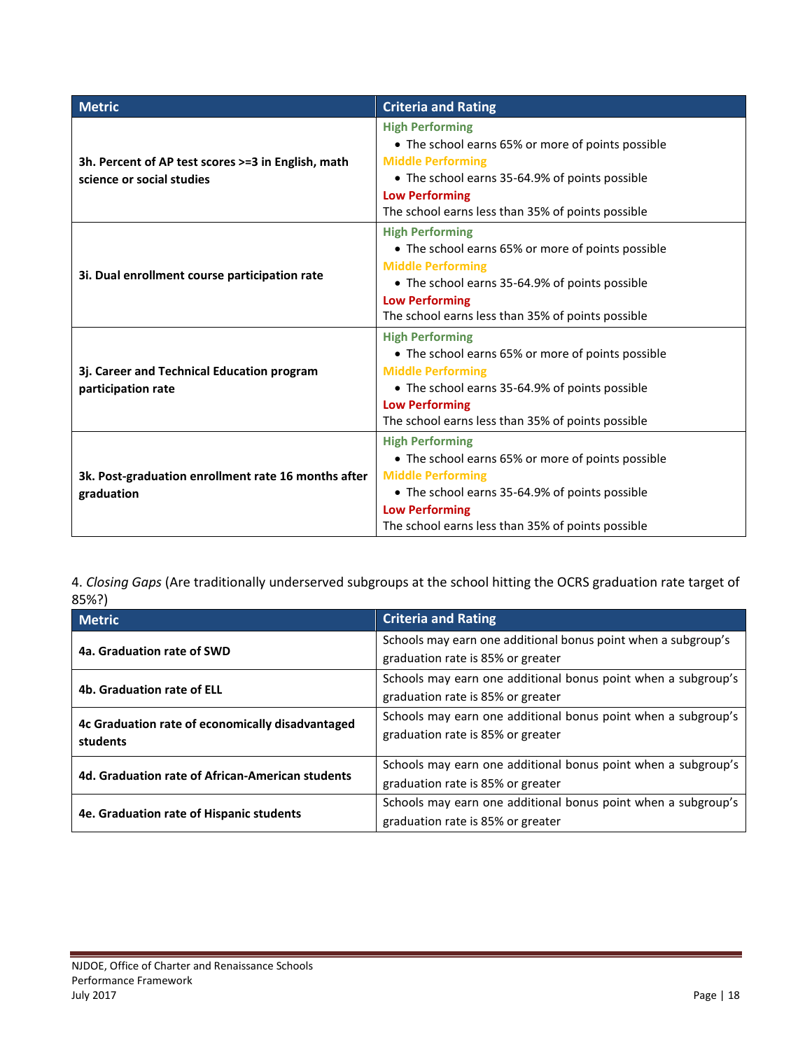| Metric | Criteria and Rating |
| --- | --- |
| **3h. Percent of AP test scores >=3 in English, math science or social studies** | **High Performing**<br>• The school earns 65% or more of points possible<br>**Middle Performing**<br>• The school earns 35-64.9% of points possible<br>**Low Performing**<br>The school earns less than 35% of points possible |
| **3i. Dual enrollment course participation rate** | **High Performing**<br>• The school earns 65% or more of points possible<br>**Middle Performing**<br>• The school earns 35-64.9% of points possible<br>**Low Performing**<br>The school earns less than 35% of points possible |
| **3j. Career and Technical Education program participation rate** | **High Performing**<br>• The school earns 65% or more of points possible<br>**Middle Performing**<br>• The school earns 35-64.9% of points possible<br>**Low Performing**<br>The school earns less than 35% of points possible |
| **3k. Post-graduation enrollment rate 16 months after graduation** | **High Performing**<br>• The school earns 65% or more of points possible<br>**Middle Performing**<br>• The school earns 35-64.9% of points possible<br>**Low Performing**<br>The school earns less than 35% of points possible |

4. *Closing Gaps* (Are traditionally underserved subgroups at the school hitting the OCRS graduation rate target of 85%?)

| Metric | Criteria and Rating |
| --- | --- |
| **4a. Graduation rate of SWD** | Schools may earn one additional bonus point when a subgroup's graduation rate is 85% or greater |
| **4b. Graduation rate of ELL** | Schools may earn one additional bonus point when a subgroup's graduation rate is 85% or greater |
| **4c Graduation rate of economically disadvantaged students** | Schools may earn one additional bonus point when a subgroup's graduation rate is 85% or greater |
| **4d. Graduation rate of African-American students** | Schools may earn one additional bonus point when a subgroup's graduation rate is 85% or greater |
| **4e. Graduation rate of Hispanic students** | Schools may earn one additional bonus point when a subgroup's graduation rate is 85% or greater |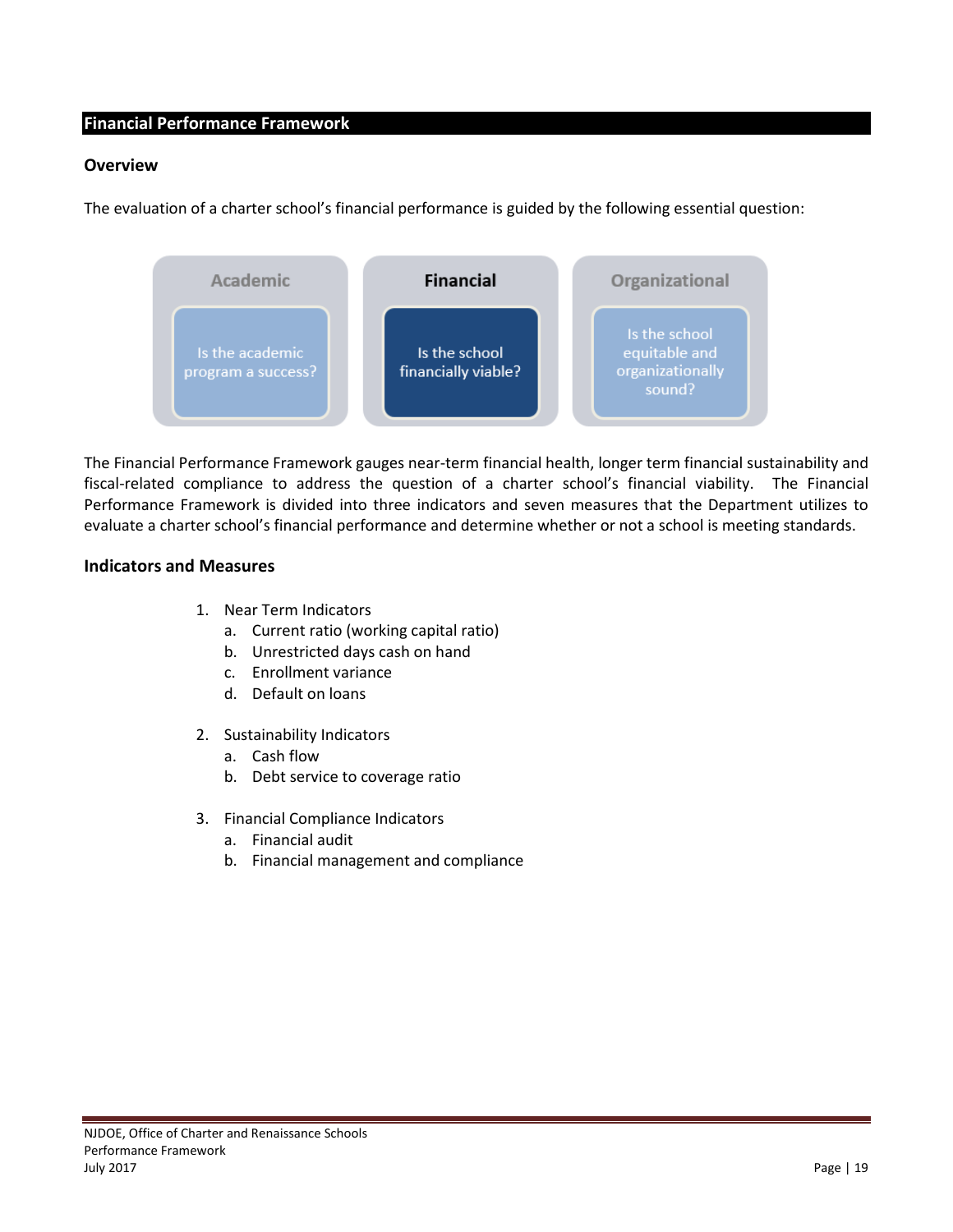## Financial Performance Framework

### Overview

The evaluation of a charter school's financial performance is guided by the following essential question:

| Academic | Financial | Organizational |
| --- | --- | --- |
| Is the academic program a success? | Is the school financially viable? | Is the school equitable and organizationally sound? |

The Financial Performance Framework gauges near-term financial health, longer term financial sustainability and fiscal-related compliance to address the question of a charter school's financial viability. The Financial Performance Framework is divided into three indicators and seven measures that the Department utilizes to evaluate a charter school's financial performance and determine whether or not a school is meeting standards.

### Indicators and Measures

1. Near Term Indicators
   a. Current ratio (working capital ratio)
   b. Unrestricted days cash on hand
   c. Enrollment variance
   d. Default on loans

2. Sustainability Indicators
   a. Cash flow
   b. Debt service to coverage ratio

3. Financial Compliance Indicators
   a. Financial audit
   b. Financial management and compliance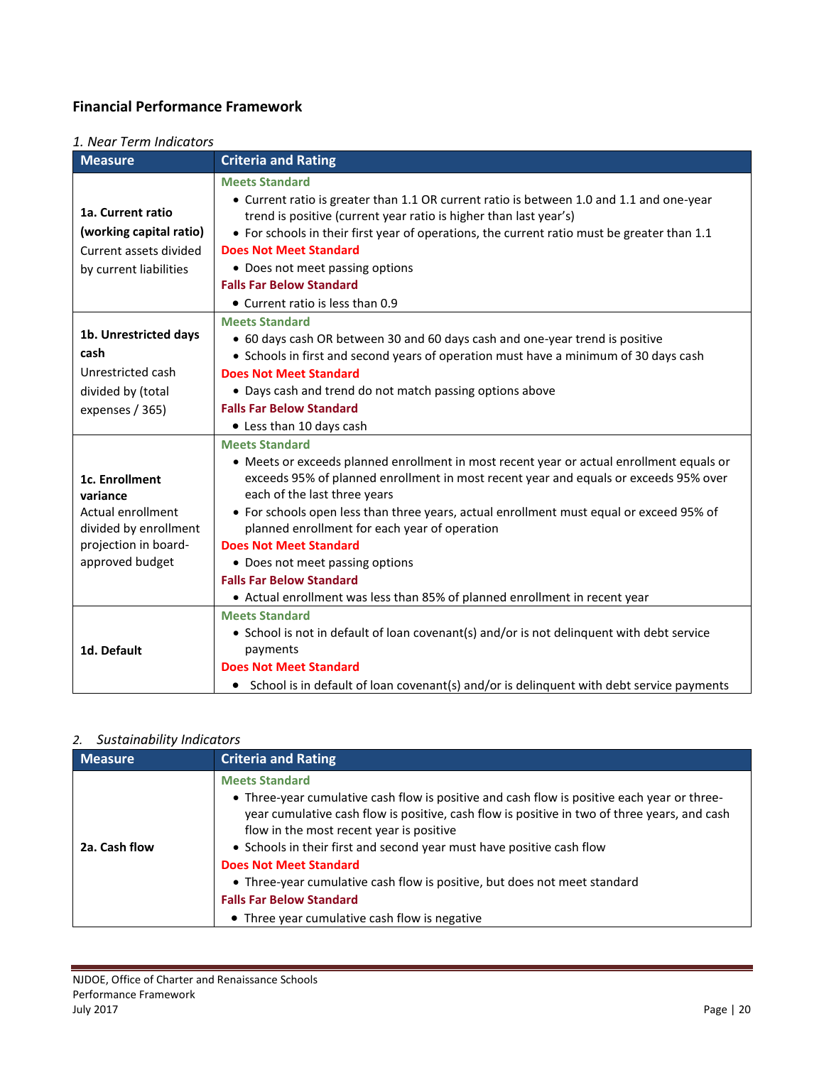## Financial Performance Framework

*1. Near Term Indicators*

| Measure | Criteria and Rating |
|---|---|
| **1a. Current ratio (working capital ratio)** Current assets divided by current liabilities | **Meets Standard**<br>• Current ratio is greater than 1.1 OR current ratio is between 1.0 and 1.1 and one-year trend is positive (current year ratio is higher than last year's)<br>• For schools in their first year of operations, the current ratio must be greater than 1.1<br>**Does Not Meet Standard**<br>• Does not meet passing options<br>**Falls Far Below Standard**<br>• Current ratio is less than 0.9 |
| **1b. Unrestricted days cash** Unrestricted cash divided by (total expenses / 365) | **Meets Standard**<br>• 60 days cash OR between 30 and 60 days cash and one-year trend is positive<br>• Schools in first and second years of operation must have a minimum of 30 days cash<br>**Does Not Meet Standard**<br>• Days cash and trend do not match passing options above<br>**Falls Far Below Standard**<br>• Less than 10 days cash |
| **1c. Enrollment variance** Actual enrollment divided by enrollment projection in board-approved budget | **Meets Standard**<br>• Meets or exceeds planned enrollment in most recent year or actual enrollment equals or exceeds 95% of planned enrollment in most recent year and equals or exceeds 95% over each of the last three years<br>• For schools open less than three years, actual enrollment must equal or exceed 95% of planned enrollment for each year of operation<br>**Does Not Meet Standard**<br>• Does not meet passing options<br>**Falls Far Below Standard**<br>• Actual enrollment was less than 85% of planned enrollment in recent year |
| **1d. Default** | **Meets Standard**<br>• School is not in default of loan covenant(s) and/or is not delinquent with debt service payments<br>**Does Not Meet Standard**<br>• School is in default of loan covenant(s) and/or is delinquent with debt service payments |

*2. Sustainability Indicators*

| Measure | Criteria and Rating |
|---|---|
| **2a. Cash flow** | **Meets Standard**<br>• Three-year cumulative cash flow is positive and cash flow is positive each year or three-year cumulative cash flow is positive, cash flow is positive in two of three years, and cash flow in the most recent year is positive<br>• Schools in their first and second year must have positive cash flow<br>**Does Not Meet Standard**<br>• Three-year cumulative cash flow is positive, but does not meet standard<br>**Falls Far Below Standard**<br>• Three year cumulative cash flow is negative |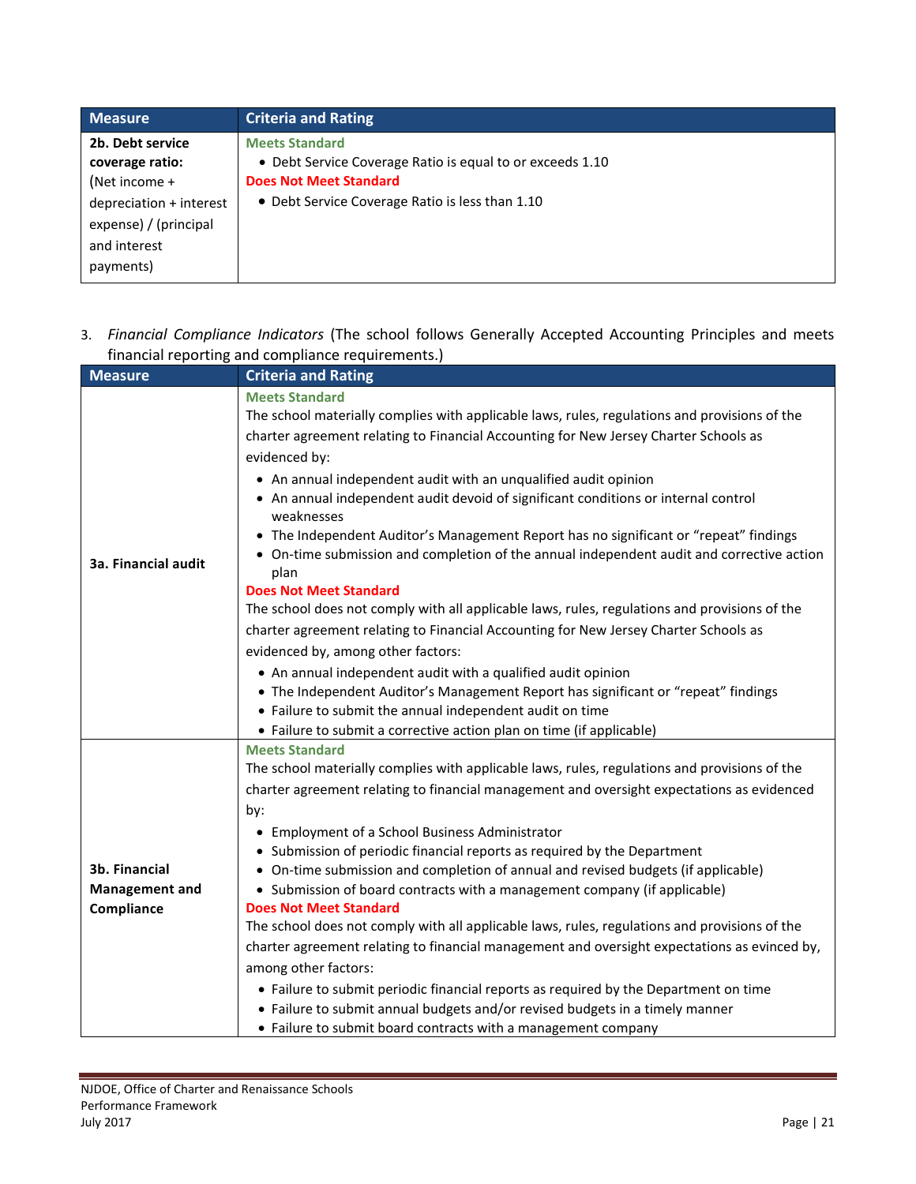| Measure | Criteria and Rating |
|---|---|
| **2b. Debt service coverage ratio:** (Net income + depreciation + interest expense) / (principal and interest payments) | **Meets Standard**<br>• Debt Service Coverage Ratio is equal to or exceeds 1.10<br>**Does Not Meet Standard**<br>• Debt Service Coverage Ratio is less than 1.10 |

3. *Financial Compliance Indicators* (The school follows Generally Accepted Accounting Principles and meets financial reporting and compliance requirements.)

| Measure | Criteria and Rating |
|---|---|
| **3a. Financial audit** | **Meets Standard**<br>The school materially complies with applicable laws, rules, regulations and provisions of the charter agreement relating to Financial Accounting for New Jersey Charter Schools as evidenced by:<br>• An annual independent audit with an unqualified audit opinion<br>• An annual independent audit devoid of significant conditions or internal control weaknesses<br>• The Independent Auditor's Management Report has no significant or "repeat" findings<br>• On-time submission and completion of the annual independent audit and corrective action plan<br>**Does Not Meet Standard**<br>The school does not comply with all applicable laws, rules, regulations and provisions of the charter agreement relating to Financial Accounting for New Jersey Charter Schools as evidenced by, among other factors:<br>• An annual independent audit with a qualified audit opinion<br>• The Independent Auditor's Management Report has significant or "repeat" findings<br>• Failure to submit the annual independent audit on time<br>• Failure to submit a corrective action plan on time (if applicable) |
| **3b. Financial Management and Compliance** | **Meets Standard**<br>The school materially complies with applicable laws, rules, regulations and provisions of the charter agreement relating to financial management and oversight expectations as evidenced by:<br>• Employment of a School Business Administrator<br>• Submission of periodic financial reports as required by the Department<br>• On-time submission and completion of annual and revised budgets (if applicable)<br>• Submission of board contracts with a management company (if applicable)<br>**Does Not Meet Standard**<br>The school does not comply with all applicable laws, rules, regulations and provisions of the charter agreement relating to financial management and oversight expectations as evinced by, among other factors:<br>• Failure to submit periodic financial reports as required by the Department on time<br>• Failure to submit annual budgets and/or revised budgets in a timely manner<br>• Failure to submit board contracts with a management company |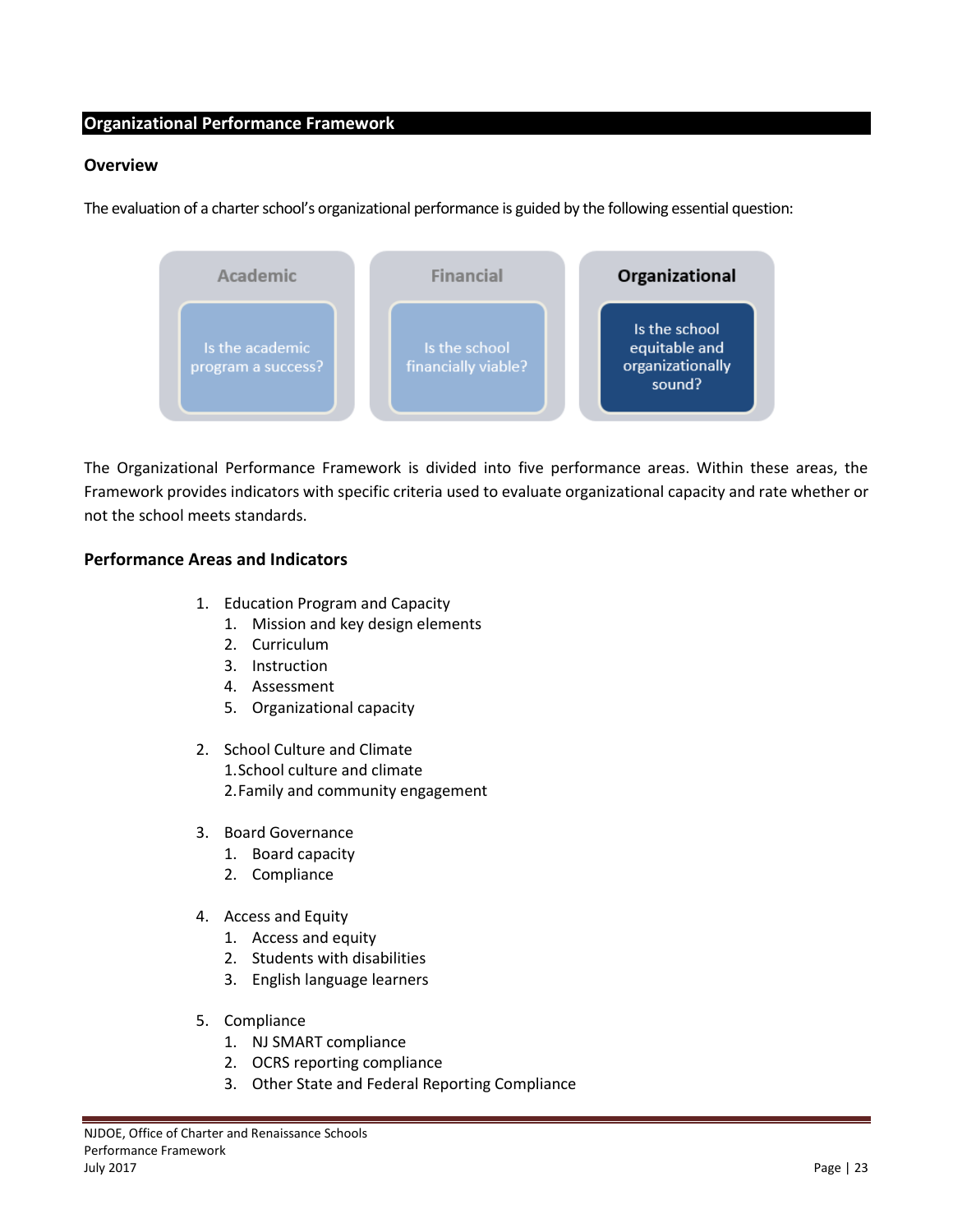## Organizational Performance Framework

### Overview

The evaluation of a charter school's organizational performance is guided by the following essential question:

| Academic | Financial | Organizational |
| --- | --- | --- |
| Is the academic program a success? | Is the school financially viable? | Is the school equitable and organizationally sound? |

The Organizational Performance Framework is divided into five performance areas. Within these areas, the Framework provides indicators with specific criteria used to evaluate organizational capacity and rate whether or not the school meets standards.

### Performance Areas and Indicators

1. Education Program and Capacity
   1. Mission and key design elements
   2. Curriculum
   3. Instruction
   4. Assessment
   5. Organizational capacity

2. School Culture and Climate
   1. School culture and climate
   2. Family and community engagement

3. Board Governance
   1. Board capacity
   2. Compliance

4. Access and Equity
   1. Access and equity
   2. Students with disabilities
   3. English language learners

5. Compliance
   1. NJ SMART compliance
   2. OCRS reporting compliance
   3. Other State and Federal Reporting Compliance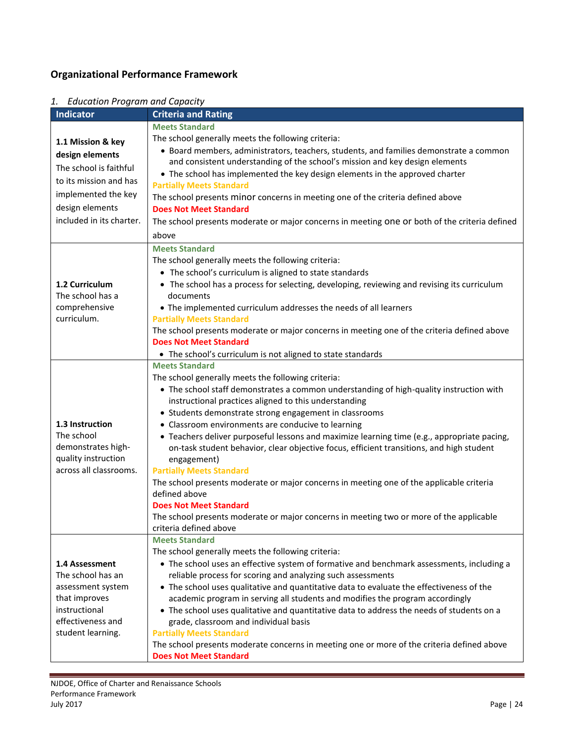## Organizational Performance Framework

*1. Education Program and Capacity*

| Indicator | Criteria and Rating |
|---|---|
| **1.1 Mission & key design elements**<br>The school is faithful to its mission and has implemented the key design elements included in its charter. | **Meets Standard**<br>The school generally meets the following criteria:<br>• Board members, administrators, teachers, students, and families demonstrate a common and consistent understanding of the school's mission and key design elements<br>• The school has implemented the key design elements in the approved charter<br>**Partially Meets Standard**<br>The school presents minor concerns in meeting one of the criteria defined above<br>**Does Not Meet Standard**<br>The school presents moderate or major concerns in meeting one or both of the criteria defined above |
| **1.2 Curriculum**<br>The school has a comprehensive curriculum. | **Meets Standard**<br>The school generally meets the following criteria:<br>• The school's curriculum is aligned to state standards<br>• The school has a process for selecting, developing, reviewing and revising its curriculum documents<br>• The implemented curriculum addresses the needs of all learners<br>**Partially Meets Standard**<br>The school presents moderate or major concerns in meeting one of the criteria defined above<br>**Does Not Meet Standard**<br>• The school's curriculum is not aligned to state standards |
| **1.3 Instruction**<br>The school demonstrates high-quality instruction across all classrooms. | **Meets Standard**<br>The school generally meets the following criteria:<br>• The school staff demonstrates a common understanding of high-quality instruction with instructional practices aligned to this understanding<br>• Students demonstrate strong engagement in classrooms<br>• Classroom environments are conducive to learning<br>• Teachers deliver purposeful lessons and maximize learning time (e.g., appropriate pacing, on-task student behavior, clear objective focus, efficient transitions, and high student engagement)<br>**Partially Meets Standard**<br>The school presents moderate or major concerns in meeting one of the applicable criteria defined above<br>**Does Not Meet Standard**<br>The school presents moderate or major concerns in meeting two or more of the applicable criteria defined above |
| **1.4 Assessment**<br>The school has an assessment system that improves instructional effectiveness and student learning. | **Meets Standard**<br>The school generally meets the following criteria:<br>• The school uses an effective system of formative and benchmark assessments, including a reliable process for scoring and analyzing such assessments<br>• The school uses qualitative and quantitative data to evaluate the effectiveness of the academic program in serving all students and modifies the program accordingly<br>• The school uses qualitative and quantitative data to address the needs of students on a grade, classroom and individual basis<br>**Partially Meets Standard**<br>The school presents moderate concerns in meeting one or more of the criteria defined above<br>**Does Not Meet Standard** |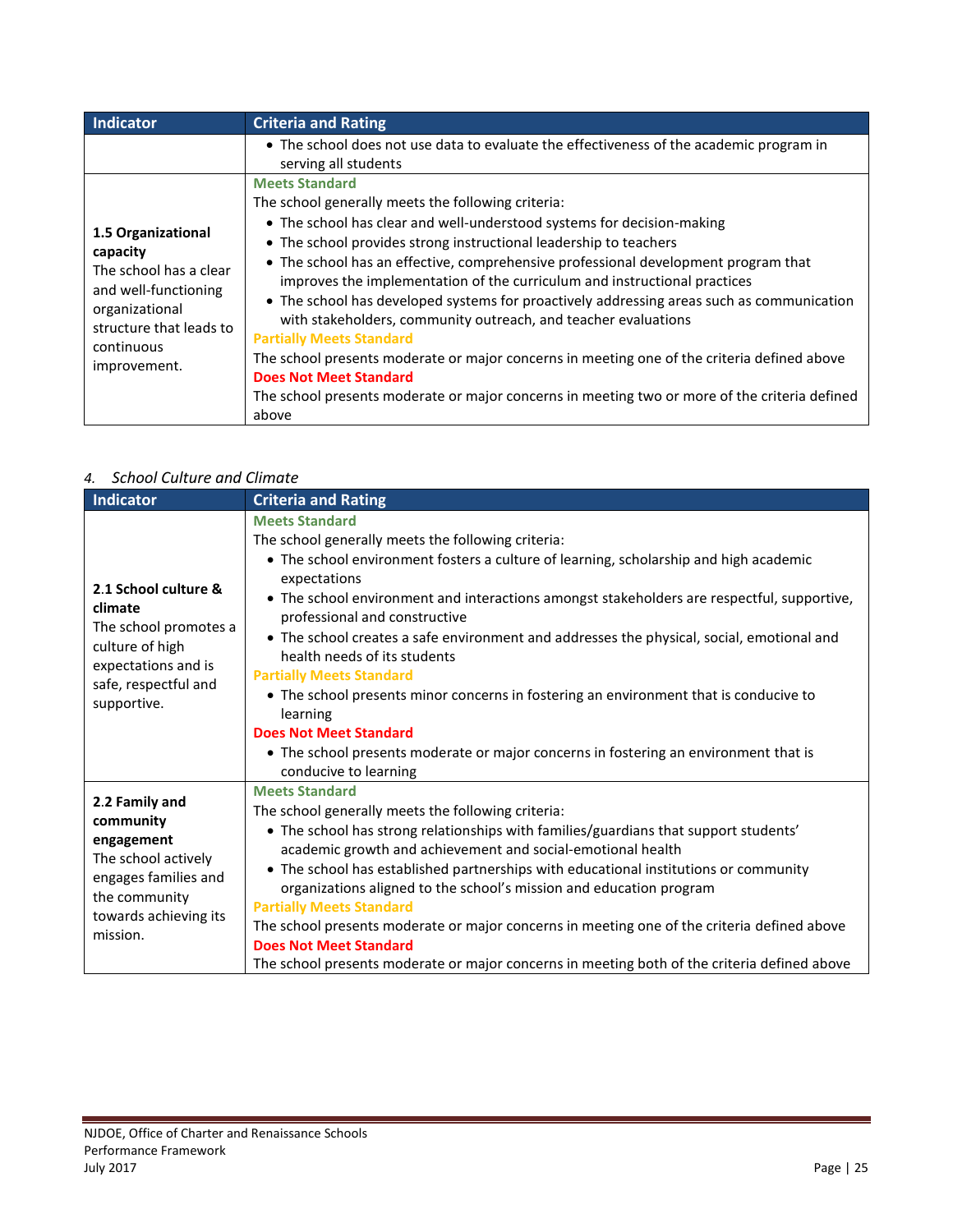| Indicator | Criteria and Rating |
|---|---|
| | • The school does not use data to evaluate the effectiveness of the academic program in serving all students |
| **1.5 Organizational capacity**<br>The school has a clear and well-functioning organizational structure that leads to continuous improvement. | **Meets Standard**<br>The school generally meets the following criteria:<br>• The school has clear and well-understood systems for decision-making<br>• The school provides strong instructional leadership to teachers<br>• The school has an effective, comprehensive professional development program that improves the implementation of the curriculum and instructional practices<br>• The school has developed systems for proactively addressing areas such as communication with stakeholders, community outreach, and teacher evaluations<br>**Partially Meets Standard**<br>The school presents moderate or major concerns in meeting one of the criteria defined above<br>**Does Not Meet Standard**<br>The school presents moderate or major concerns in meeting two or more of the criteria defined above |

*4. School Culture and Climate*

| Indicator | Criteria and Rating |
|---|---|
| **2.1 School culture & climate**<br>The school promotes a culture of high expectations and is safe, respectful and supportive. | **Meets Standard**<br>The school generally meets the following criteria:<br>• The school environment fosters a culture of learning, scholarship and high academic expectations<br>• The school environment and interactions amongst stakeholders are respectful, supportive, professional and constructive<br>• The school creates a safe environment and addresses the physical, social, emotional and health needs of its students<br>**Partially Meets Standard**<br>• The school presents minor concerns in fostering an environment that is conducive to learning<br>**Does Not Meet Standard**<br>• The school presents moderate or major concerns in fostering an environment that is conducive to learning |
| **2.2 Family and community engagement**<br>The school actively engages families and the community towards achieving its mission. | **Meets Standard**<br>The school generally meets the following criteria:<br>• The school has strong relationships with families/guardians that support students' academic growth and achievement and social-emotional health<br>• The school has established partnerships with educational institutions or community organizations aligned to the school's mission and education program<br>**Partially Meets Standard**<br>The school presents moderate or major concerns in meeting one of the criteria defined above<br>**Does Not Meet Standard**<br>The school presents moderate or major concerns in meeting both of the criteria defined above |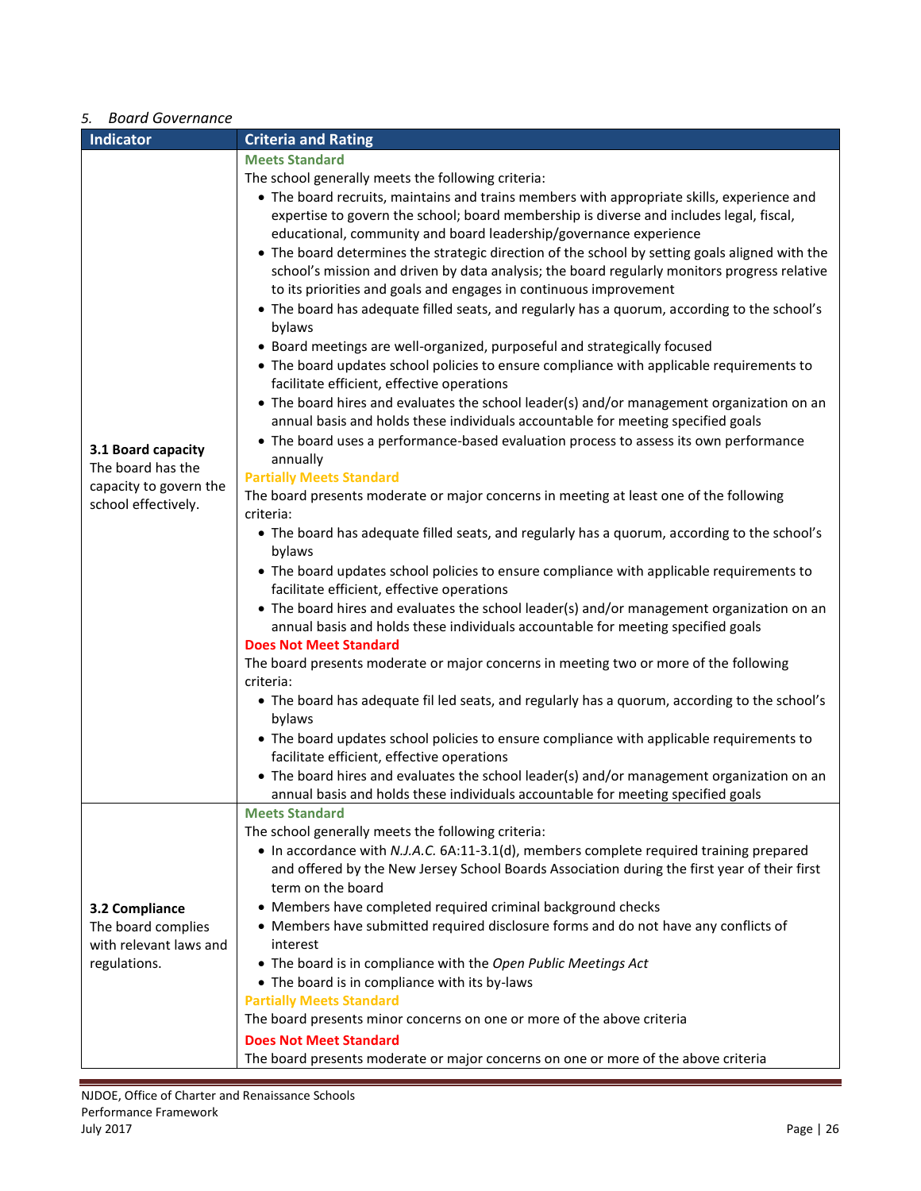*5. Board Governance*

| Indicator | Criteria and Rating |
|---|---|
| **3.1 Board capacity**<br>The board has the capacity to govern the school effectively. | **Meets Standard**<br>The school generally meets the following criteria:<br>• The board recruits, maintains and trains members with appropriate skills, experience and expertise to govern the school; board membership is diverse and includes legal, fiscal, educational, community and board leadership/governance experience<br>• The board determines the strategic direction of the school by setting goals aligned with the school's mission and driven by data analysis; the board regularly monitors progress relative to its priorities and goals and engages in continuous improvement<br>• The board has adequate filled seats, and regularly has a quorum, according to the school's bylaws<br>• Board meetings are well-organized, purposeful and strategically focused<br>• The board updates school policies to ensure compliance with applicable requirements to facilitate efficient, effective operations<br>• The board hires and evaluates the school leader(s) and/or management organization on an annual basis and holds these individuals accountable for meeting specified goals<br>• The board uses a performance-based evaluation process to assess its own performance annually<br>**Partially Meets Standard**<br>The board presents moderate or major concerns in meeting at least one of the following criteria:<br>• The board has adequate filled seats, and regularly has a quorum, according to the school's bylaws<br>• The board updates school policies to ensure compliance with applicable requirements to facilitate efficient, effective operations<br>• The board hires and evaluates the school leader(s) and/or management organization on an annual basis and holds these individuals accountable for meeting specified goals<br>**Does Not Meet Standard**<br>The board presents moderate or major concerns in meeting two or more of the following criteria:<br>• The board has adequate fil led seats, and regularly has a quorum, according to the school's bylaws<br>• The board updates school policies to ensure compliance with applicable requirements to facilitate efficient, effective operations<br>• The board hires and evaluates the school leader(s) and/or management organization on an annual basis and holds these individuals accountable for meeting specified goals |
| **3.2 Compliance**<br>The board complies with relevant laws and regulations. | **Meets Standard**<br>The school generally meets the following criteria:<br>• In accordance with *N.J.A.C.* 6A:11-3.1(d), members complete required training prepared and offered by the New Jersey School Boards Association during the first year of their first term on the board<br>• Members have completed required criminal background checks<br>• Members have submitted required disclosure forms and do not have any conflicts of interest<br>• The board is in compliance with the *Open Public Meetings Act*<br>• The board is in compliance with its by-laws<br>**Partially Meets Standard**<br>The board presents minor concerns on one or more of the above criteria<br>**Does Not Meet Standard**<br>The board presents moderate or major concerns on one or more of the above criteria |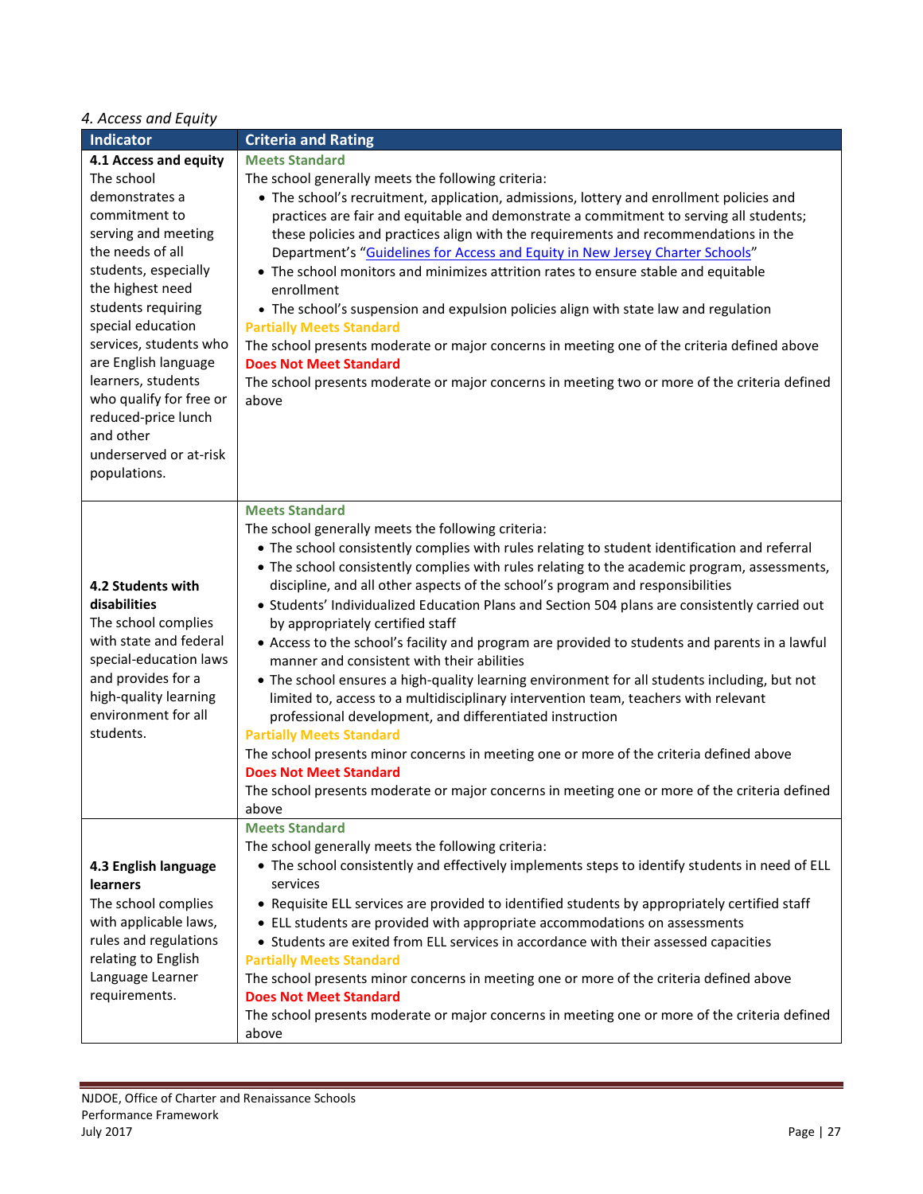*4. Access and Equity*

| Indicator | Criteria and Rating |
|---|---|
| **4.1 Access and equity**<br>The school demonstrates a commitment to serving and meeting the needs of all students, especially the highest need students requiring special education services, students who are English language learners, students who qualify for free or reduced-price lunch and other underserved or at-risk populations. | **Meets Standard**<br>The school generally meets the following criteria:<br>• The school's recruitment, application, admissions, lottery and enrollment policies and practices are fair and equitable and demonstrate a commitment to serving all students; these policies and practices align with the requirements and recommendations in the Department's "Guidelines for Access and Equity in New Jersey Charter Schools"<br>• The school monitors and minimizes attrition rates to ensure stable and equitable enrollment<br>• The school's suspension and expulsion policies align with state law and regulation<br>**Partially Meets Standard**<br>The school presents moderate or major concerns in meeting one of the criteria defined above<br>**Does Not Meet Standard**<br>The school presents moderate or major concerns in meeting two or more of the criteria defined above |
| **4.2 Students with disabilities**<br>The school complies with state and federal special-education laws and provides for a high-quality learning environment for all students. | **Meets Standard**<br>The school generally meets the following criteria:<br>• The school consistently complies with rules relating to student identification and referral<br>• The school consistently complies with rules relating to the academic program, assessments, discipline, and all other aspects of the school's program and responsibilities<br>• Students' Individualized Education Plans and Section 504 plans are consistently carried out by appropriately certified staff<br>• Access to the school's facility and program are provided to students and parents in a lawful manner and consistent with their abilities<br>• The school ensures a high-quality learning environment for all students including, but not limited to, access to a multidisciplinary intervention team, teachers with relevant professional development, and differentiated instruction<br>**Partially Meets Standard**<br>The school presents minor concerns in meeting one or more of the criteria defined above<br>**Does Not Meet Standard**<br>The school presents moderate or major concerns in meeting one or more of the criteria defined above |
| **4.3 English language learners**<br>The school complies with applicable laws, rules and regulations relating to English Language Learner requirements. | **Meets Standard**<br>The school generally meets the following criteria:<br>• The school consistently and effectively implements steps to identify students in need of ELL services<br>• Requisite ELL services are provided to identified students by appropriately certified staff<br>• ELL students are provided with appropriate accommodations on assessments<br>• Students are exited from ELL services in accordance with their assessed capacities<br>**Partially Meets Standard**<br>The school presents minor concerns in meeting one or more of the criteria defined above<br>**Does Not Meet Standard**<br>The school presents moderate or major concerns in meeting one or more of the criteria defined above |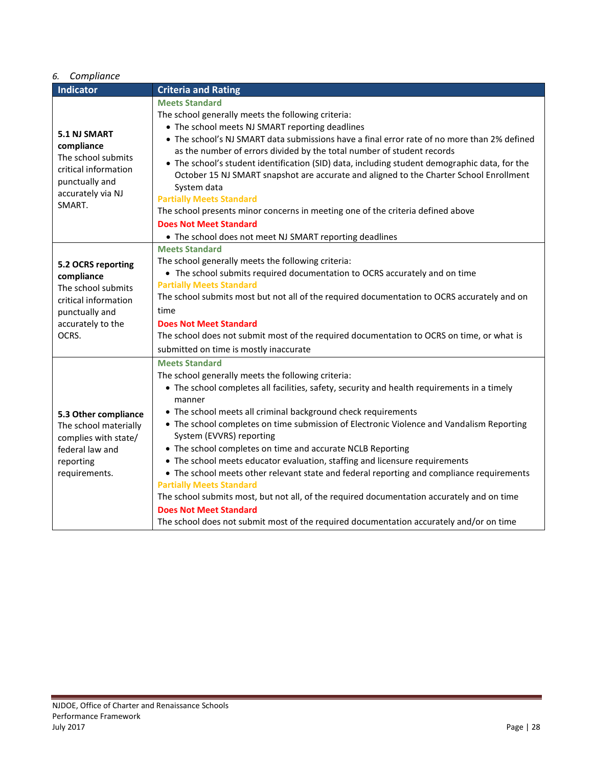*6. Compliance*

| Indicator | Criteria and Rating |
|---|---|
| **5.1 NJ SMART compliance** The school submits critical information punctually and accurately via NJ SMART. | **Meets Standard**<br>The school generally meets the following criteria:<br>• The school meets NJ SMART reporting deadlines<br>• The school's NJ SMART data submissions have a final error rate of no more than 2% defined as the number of errors divided by the total number of student records<br>• The school's student identification (SID) data, including student demographic data, for the October 15 NJ SMART snapshot are accurate and aligned to the Charter School Enrollment System data<br>**Partially Meets Standard**<br>The school presents minor concerns in meeting one of the criteria defined above<br>**Does Not Meet Standard**<br>• The school does not meet NJ SMART reporting deadlines |
| **5.2 OCRS reporting compliance** The school submits critical information punctually and accurately to the OCRS. | **Meets Standard**<br>The school generally meets the following criteria:<br>• The school submits required documentation to OCRS accurately and on time<br>**Partially Meets Standard**<br>The school submits most but not all of the required documentation to OCRS accurately and on time<br>**Does Not Meet Standard**<br>The school does not submit most of the required documentation to OCRS on time, or what is submitted on time is mostly inaccurate |
| **5.3 Other compliance** The school materially complies with state/ federal law and reporting requirements. | **Meets Standard**<br>The school generally meets the following criteria:<br>• The school completes all facilities, safety, security and health requirements in a timely manner<br>• The school meets all criminal background check requirements<br>• The school completes on time submission of Electronic Violence and Vandalism Reporting System (EVVRS) reporting<br>• The school completes on time and accurate NCLB Reporting<br>• The school meets educator evaluation, staffing and licensure requirements<br>• The school meets other relevant state and federal reporting and compliance requirements<br>**Partially Meets Standard**<br>The school submits most, but not all, of the required documentation accurately and on time<br>**Does Not Meet Standard**<br>The school does not submit most of the required documentation accurately and/or on time |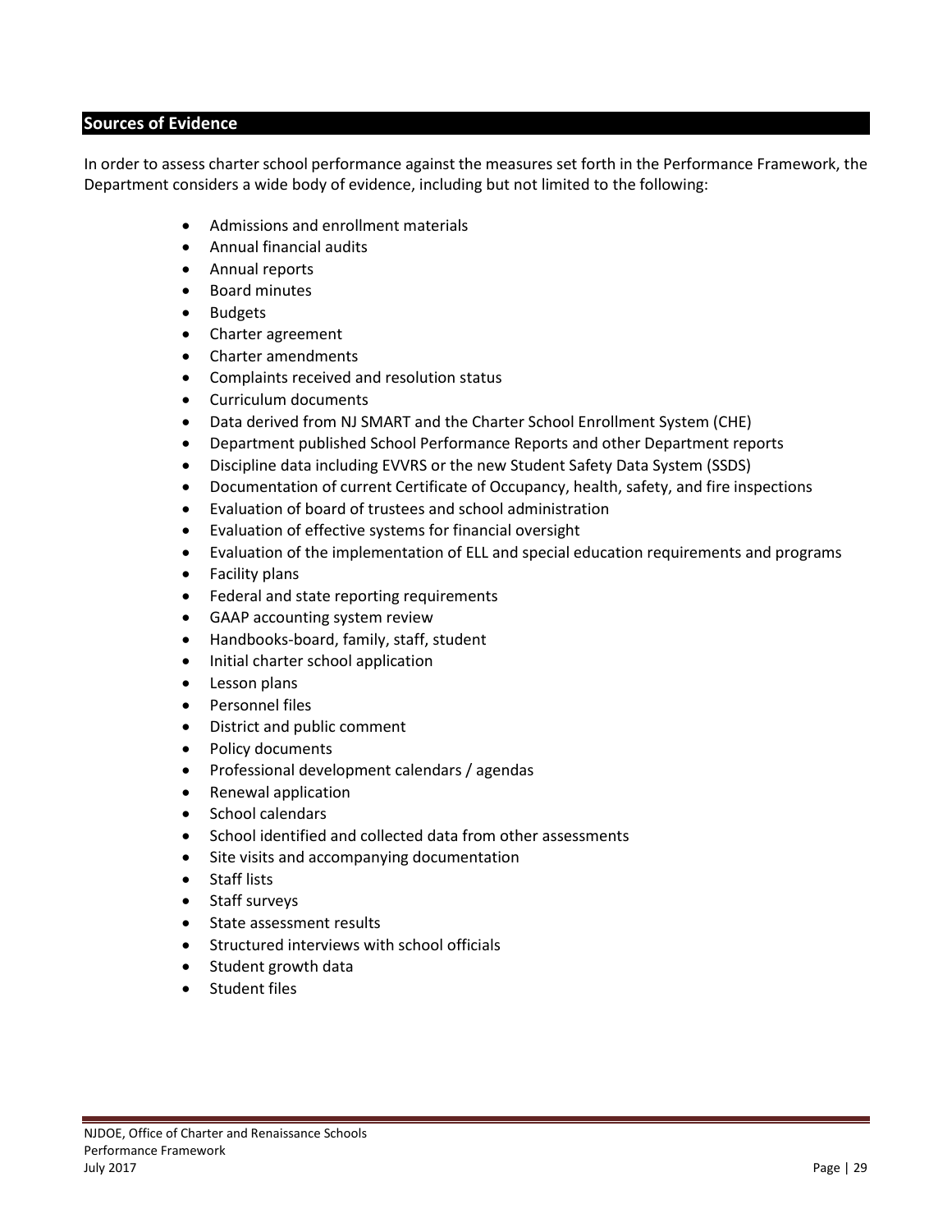## Sources of Evidence

In order to assess charter school performance against the measures set forth in the Performance Framework, the Department considers a wide body of evidence, including but not limited to the following:

- Admissions and enrollment materials
- Annual financial audits
- Annual reports
- Board minutes
- Budgets
- Charter agreement
- Charter amendments
- Complaints received and resolution status
- Curriculum documents
- Data derived from NJ SMART and the Charter School Enrollment System (CHE)
- Department published School Performance Reports and other Department reports
- Discipline data including EVVRS or the new Student Safety Data System (SSDS)
- Documentation of current Certificate of Occupancy, health, safety, and fire inspections
- Evaluation of board of trustees and school administration
- Evaluation of effective systems for financial oversight
- Evaluation of the implementation of ELL and special education requirements and programs
- Facility plans
- Federal and state reporting requirements
- GAAP accounting system review
- Handbooks-board, family, staff, student
- Initial charter school application
- Lesson plans
- Personnel files
- District and public comment
- Policy documents
- Professional development calendars / agendas
- Renewal application
- School calendars
- School identified and collected data from other assessments
- Site visits and accompanying documentation
- Staff lists
- Staff surveys
- State assessment results
- Structured interviews with school officials
- Student growth data
- Student files